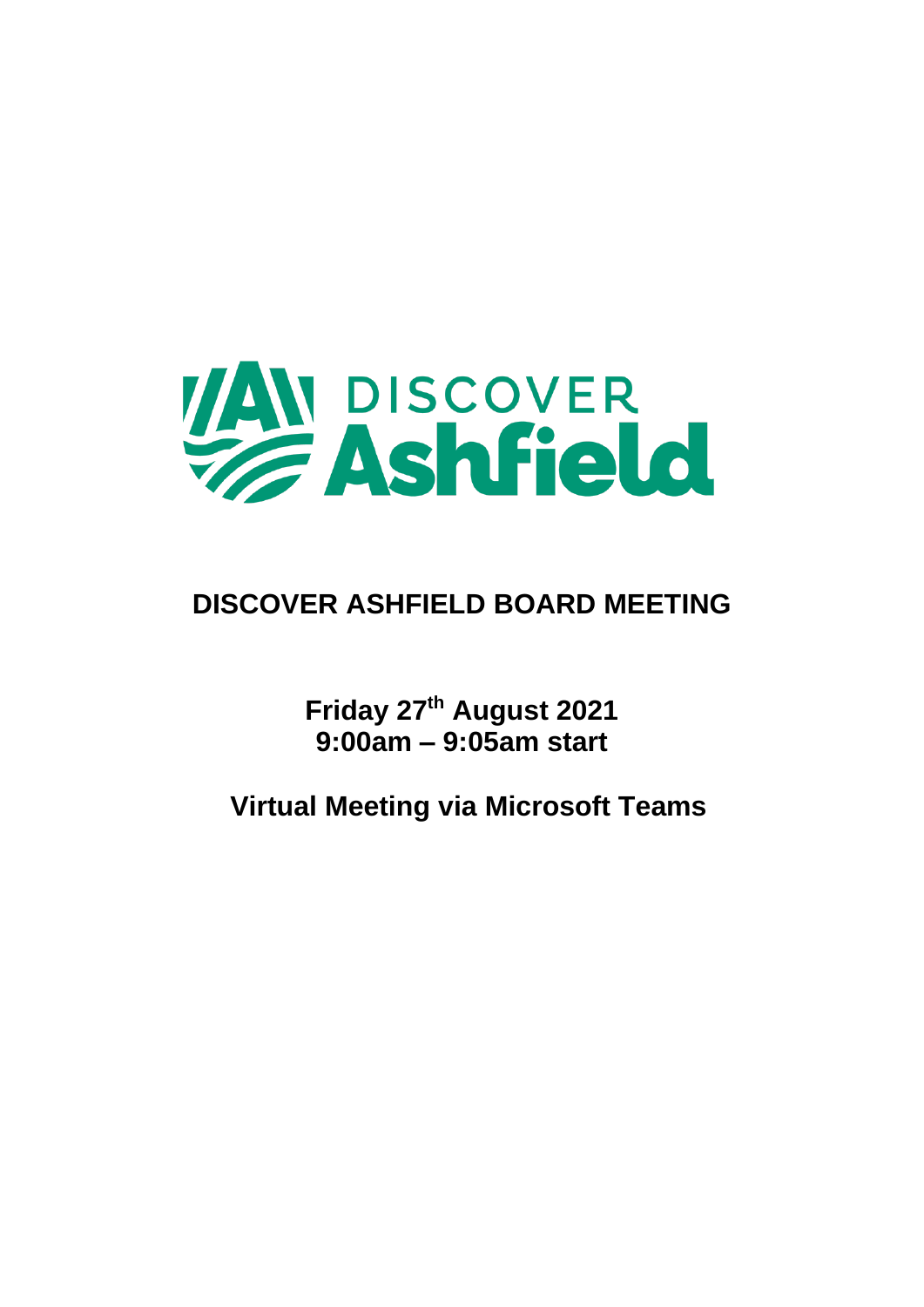DISCOVER Ashfield

# DISCOVER ASHFIELD BOARD MEETING

**Friday 27th August 2021**
**9:00am – 9:05am start**

**Virtual Meeting via Microsoft Teams**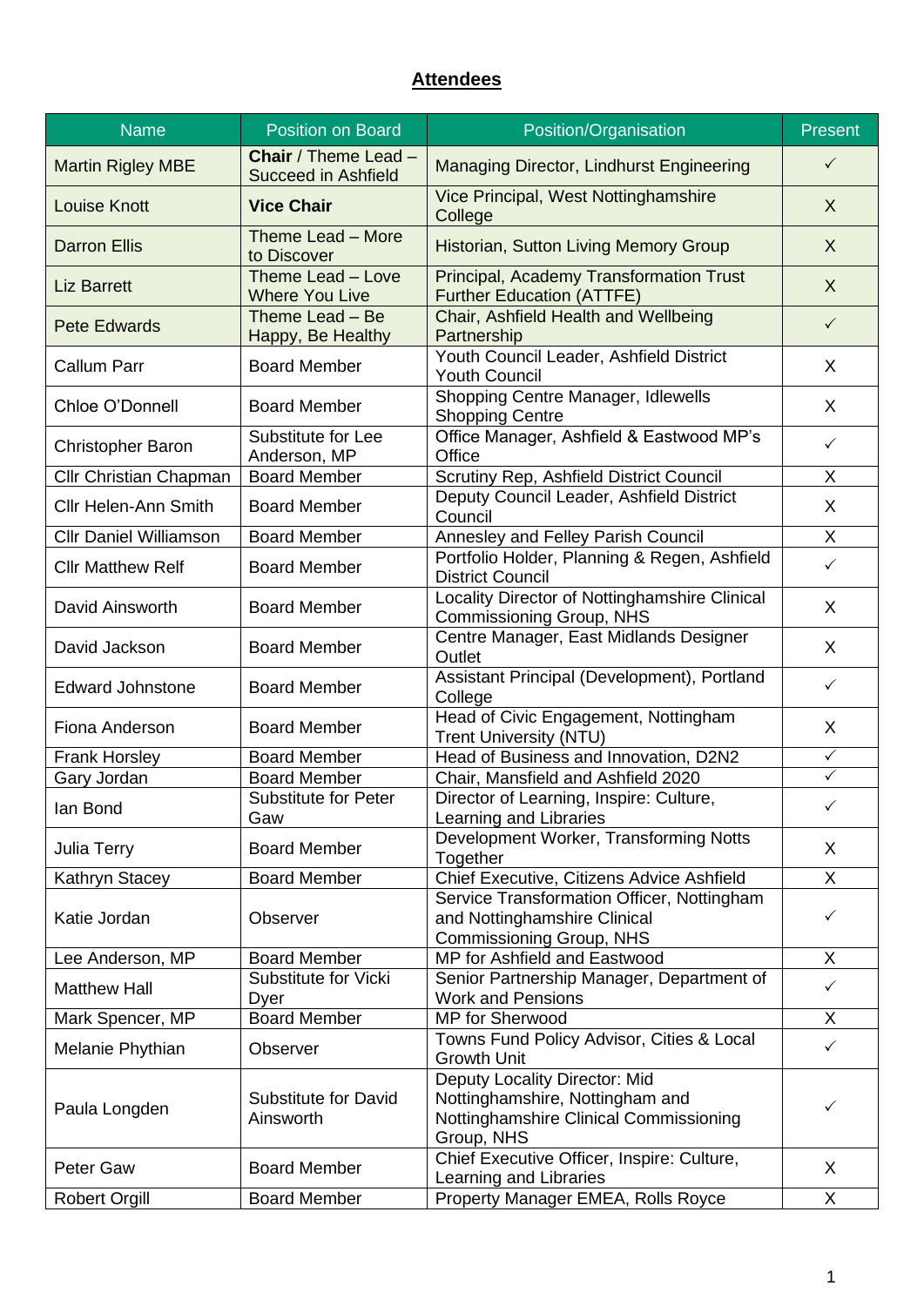## Attendees

| Name | Position on Board | Position/Organisation | Present |
|---|---|---|---|
| Martin Rigley MBE | **Chair** / Theme Lead – Succeed in Ashfield | Managing Director, Lindhurst Engineering | ✓ |
| Louise Knott | **Vice Chair** | Vice Principal, West Nottinghamshire College | X |
| Darron Ellis | Theme Lead – More to Discover | Historian, Sutton Living Memory Group | X |
| Liz Barrett | Theme Lead – Love Where You Live | Principal, Academy Transformation Trust Further Education (ATTFE) | X |
| Pete Edwards | Theme Lead – Be Happy, Be Healthy | Chair, Ashfield Health and Wellbeing Partnership | ✓ |
| Callum Parr | Board Member | Youth Council Leader, Ashfield District Youth Council | X |
| Chloe O'Donnell | Board Member | Shopping Centre Manager, Idlewells Shopping Centre | X |
| Christopher Baron | Substitute for Lee Anderson, MP | Office Manager, Ashfield & Eastwood MP's Office | ✓ |
| Cllr Christian Chapman | Board Member | Scrutiny Rep, Ashfield District Council | X |
| Cllr Helen-Ann Smith | Board Member | Deputy Council Leader, Ashfield District Council | X |
| Cllr Daniel Williamson | Board Member | Annesley and Felley Parish Council | X |
| Cllr Matthew Relf | Board Member | Portfolio Holder, Planning & Regen, Ashfield District Council | ✓ |
| David Ainsworth | Board Member | Locality Director of Nottinghamshire Clinical Commissioning Group, NHS | X |
| David Jackson | Board Member | Centre Manager, East Midlands Designer Outlet | X |
| Edward Johnstone | Board Member | Assistant Principal (Development), Portland College | ✓ |
| Fiona Anderson | Board Member | Head of Civic Engagement, Nottingham Trent University (NTU) | X |
| Frank Horsley | Board Member | Head of Business and Innovation, D2N2 | ✓ |
| Gary Jordan | Board Member | Chair, Mansfield and Ashfield 2020 | ✓ |
| Ian Bond | Substitute for Peter Gaw | Director of Learning, Inspire: Culture, Learning and Libraries | ✓ |
| Julia Terry | Board Member | Development Worker, Transforming Notts Together | X |
| Kathryn Stacey | Board Member | Chief Executive, Citizens Advice Ashfield | X |
| Katie Jordan | Observer | Service Transformation Officer, Nottingham and Nottinghamshire Clinical Commissioning Group, NHS | ✓ |
| Lee Anderson, MP | Board Member | MP for Ashfield and Eastwood | X |
| Matthew Hall | Substitute for Vicki Dyer | Senior Partnership Manager, Department of Work and Pensions | ✓ |
| Mark Spencer, MP | Board Member | MP for Sherwood | X |
| Melanie Phythian | Observer | Towns Fund Policy Advisor, Cities & Local Growth Unit | ✓ |
| Paula Longden | Substitute for David Ainsworth | Deputy Locality Director: Mid Nottinghamshire, Nottingham and Nottinghamshire Clinical Commissioning Group, NHS | ✓ |
| Peter Gaw | Board Member | Chief Executive Officer, Inspire: Culture, Learning and Libraries | X |
| Robert Orgill | Board Member | Property Manager EMEA, Rolls Royce | X |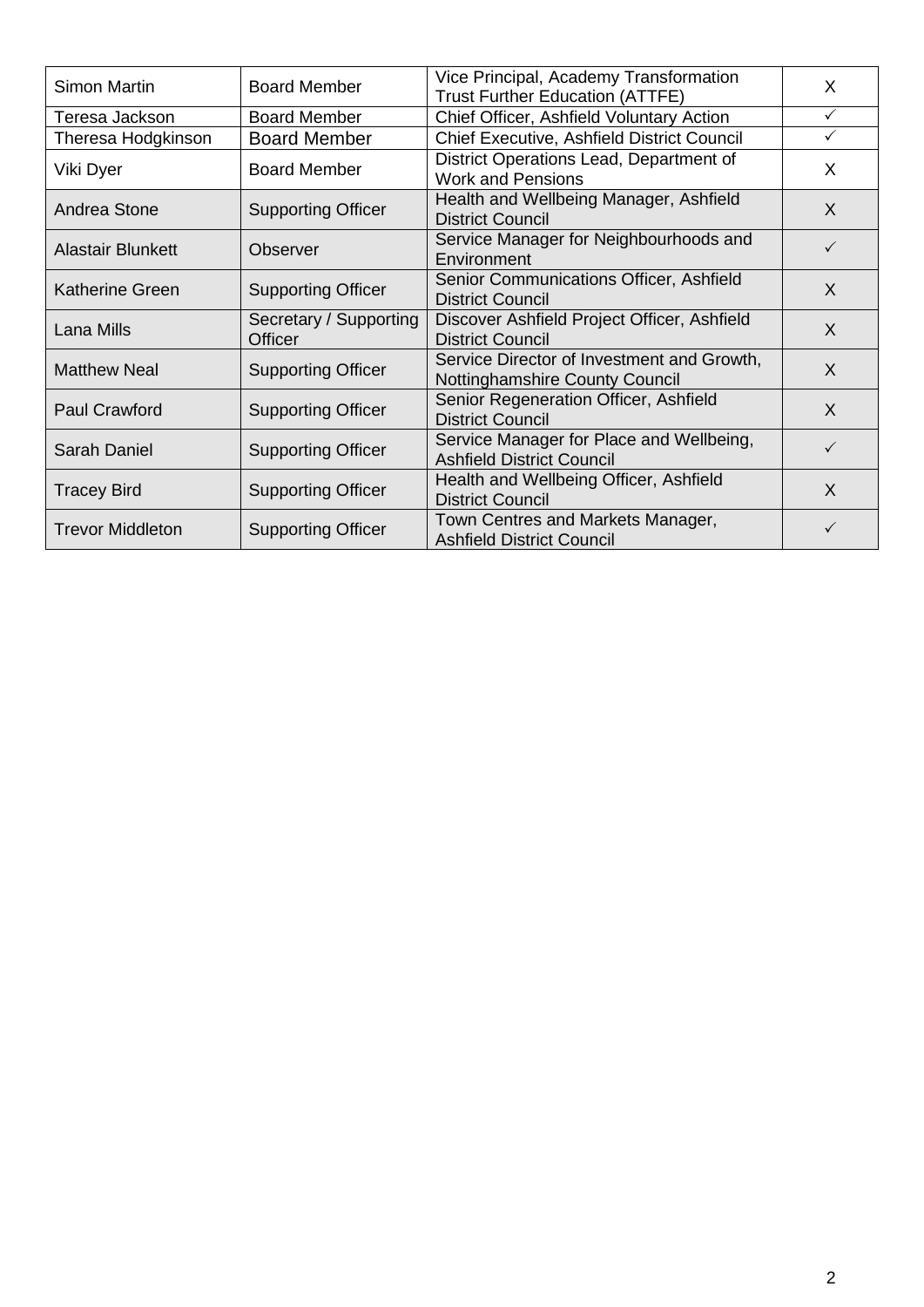| Simon Martin | Board Member | Vice Principal, Academy Transformation Trust Further Education (ATTFE) | X |
|---|---|---|---|
| Teresa Jackson | Board Member | Chief Officer, Ashfield Voluntary Action | ✓ |
| Theresa Hodgkinson | Board Member | Chief Executive, Ashfield District Council | ✓ |
| Viki Dyer | Board Member | District Operations Lead, Department of Work and Pensions | X |
| Andrea Stone | Supporting Officer | Health and Wellbeing Manager, Ashfield District Council | X |
| Alastair Blunkett | Observer | Service Manager for Neighbourhoods and Environment | ✓ |
| Katherine Green | Supporting Officer | Senior Communications Officer, Ashfield District Council | X |
| Lana Mills | Secretary / Supporting Officer | Discover Ashfield Project Officer, Ashfield District Council | X |
| Matthew Neal | Supporting Officer | Service Director of Investment and Growth, Nottinghamshire County Council | X |
| Paul Crawford | Supporting Officer | Senior Regeneration Officer, Ashfield District Council | X |
| Sarah Daniel | Supporting Officer | Service Manager for Place and Wellbeing, Ashfield District Council | ✓ |
| Tracey Bird | Supporting Officer | Health and Wellbeing Officer, Ashfield District Council | X |
| Trevor Middleton | Supporting Officer | Town Centres and Markets Manager, Ashfield District Council | ✓ |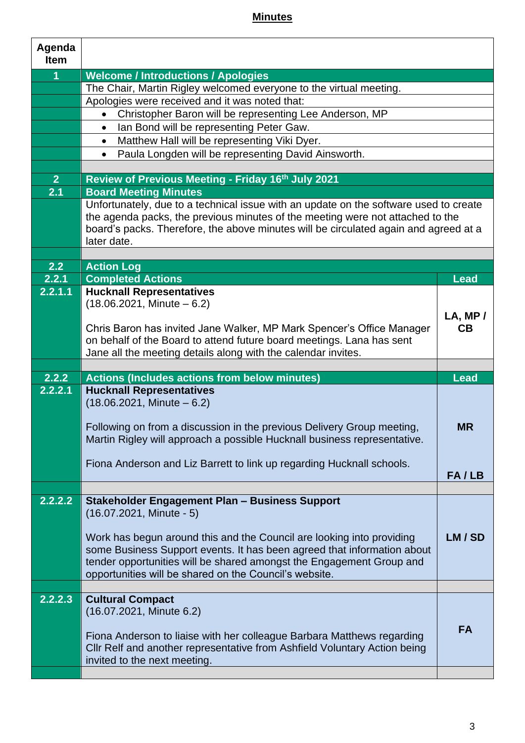**Minutes**

| Agenda Item | | |
|---|---|---|
| **1** | **Welcome / Introductions / Apologies** | |
| | The Chair, Martin Rigley welcomed everyone to the virtual meeting. | |
| | Apologies were received and it was noted that: | |
| | • Christopher Baron will be representing Lee Anderson, MP | |
| | • Ian Bond will be representing Peter Gaw. | |
| | • Matthew Hall will be representing Viki Dyer. | |
| | • Paula Longden will be representing David Ainsworth. | |
| | | |
| **2** | **Review of Previous Meeting - Friday 16th July 2021** | |
| **2.1** | **Board Meeting Minutes** | |
| | Unfortunately, due to a technical issue with an update on the software used to create the agenda packs, the previous minutes of the meeting were not attached to the board's packs. Therefore, the above minutes will be circulated again and agreed at a later date. | |
| | | |
| **2.2** | **Action Log** | |
| **2.2.1** | **Completed Actions** | **Lead** |
| **2.2.1.1** | **Hucknall Representatives**<br>(18.06.2021, Minute – 6.2)<br><br>Chris Baron has invited Jane Walker, MP Mark Spencer's Office Manager on behalf of the Board to attend future board meetings. Lana has sent Jane all the meeting details along with the calendar invites. | **LA, MP / CB** |
| | | |
| **2.2.2** | **Actions (Includes actions from below minutes)** | **Lead** |
| **2.2.2.1** | **Hucknall Representatives**<br>(18.06.2021, Minute – 6.2)<br><br>Following on from a discussion in the previous Delivery Group meeting, Martin Rigley will approach a possible Hucknall business representative.<br><br>Fiona Anderson and Liz Barrett to link up regarding Hucknall schools. | **MR**<br><br>**FA / LB** |
| | | |
| **2.2.2.2** | **Stakeholder Engagement Plan – Business Support**<br>(16.07.2021, Minute - 5)<br><br>Work has begun around this and the Council are looking into providing some Business Support events. It has been agreed that information about tender opportunities will be shared amongst the Engagement Group and opportunities will be shared on the Council's website. | **LM / SD** |
| | | |
| **2.2.2.3** | **Cultural Compact**<br>(16.07.2021, Minute 6.2)<br><br>Fiona Anderson to liaise with her colleague Barbara Matthews regarding Cllr Relf and another representative from Ashfield Voluntary Action being invited to the next meeting. | **FA** |
| | | |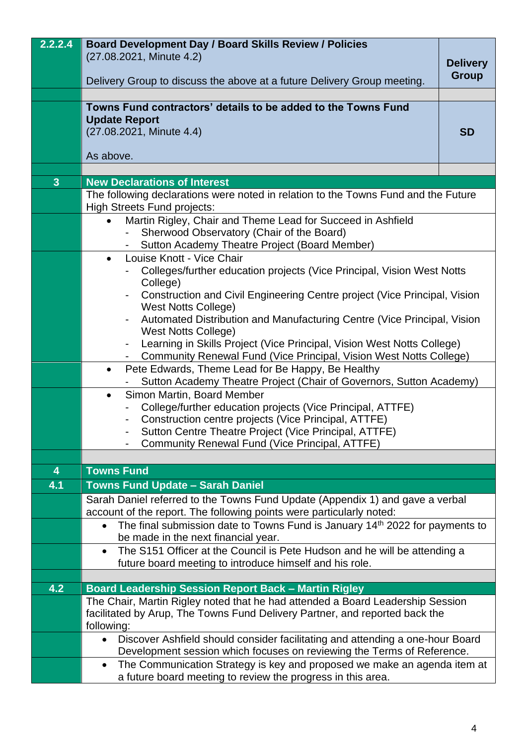| | | |
|---|---|---|
| 2.2.2.4 | **Board Development Day / Board Skills Review / Policies**<br>(27.08.2021, Minute 4.2)<br><br>Delivery Group to discuss the above at a future Delivery Group meeting. | **Delivery Group** |
| | | |
| | **Towns Fund contractors' details to be added to the Towns Fund Update Report**<br>(27.08.2021, Minute 4.4)<br><br>As above. | **SD** |
| | | |
| **3** | **New Declarations of Interest** | |
| | The following declarations were noted in relation to the Towns Fund and the Future High Streets Fund projects: | |
| | • Martin Rigley, Chair and Theme Lead for Succeed in Ashfield<br>- Sherwood Observatory (Chair of the Board)<br>- Sutton Academy Theatre Project (Board Member) | |
| | • Louise Knott - Vice Chair<br>- Colleges/further education projects (Vice Principal, Vision West Notts College)<br>- Construction and Civil Engineering Centre project (Vice Principal, Vision West Notts College)<br>- Automated Distribution and Manufacturing Centre (Vice Principal, Vision West Notts College)<br>- Learning in Skills Project (Vice Principal, Vision West Notts College)<br>- Community Renewal Fund (Vice Principal, Vision West Notts College) | |
| | • Pete Edwards, Theme Lead for Be Happy, Be Healthy<br>- Sutton Academy Theatre Project (Chair of Governors, Sutton Academy) | |
| | • Simon Martin, Board Member<br>- College/further education projects (Vice Principal, ATTFE)<br>- Construction centre projects (Vice Principal, ATTFE)<br>- Sutton Centre Theatre Project (Vice Principal, ATTFE)<br>- Community Renewal Fund (Vice Principal, ATTFE) | |
| | | |
| **4** | **Towns Fund** | |
| **4.1** | **Towns Fund Update – Sarah Daniel** | |
| | Sarah Daniel referred to the Towns Fund Update (Appendix 1) and gave a verbal account of the report. The following points were particularly noted: | |
| | • The final submission date to Towns Fund is January 14th 2022 for payments to be made in the next financial year. | |
| | • The S151 Officer at the Council is Pete Hudson and he will be attending a future board meeting to introduce himself and his role. | |
| | | |
| **4.2** | **Board Leadership Session Report Back – Martin Rigley** | |
| | The Chair, Martin Rigley noted that he had attended a Board Leadership Session facilitated by Arup, The Towns Fund Delivery Partner, and reported back the following: | |
| | • Discover Ashfield should consider facilitating and attending a one-hour Board Development session which focuses on reviewing the Terms of Reference. | |
| | • The Communication Strategy is key and proposed we make an agenda item at a future board meeting to review the progress in this area. | |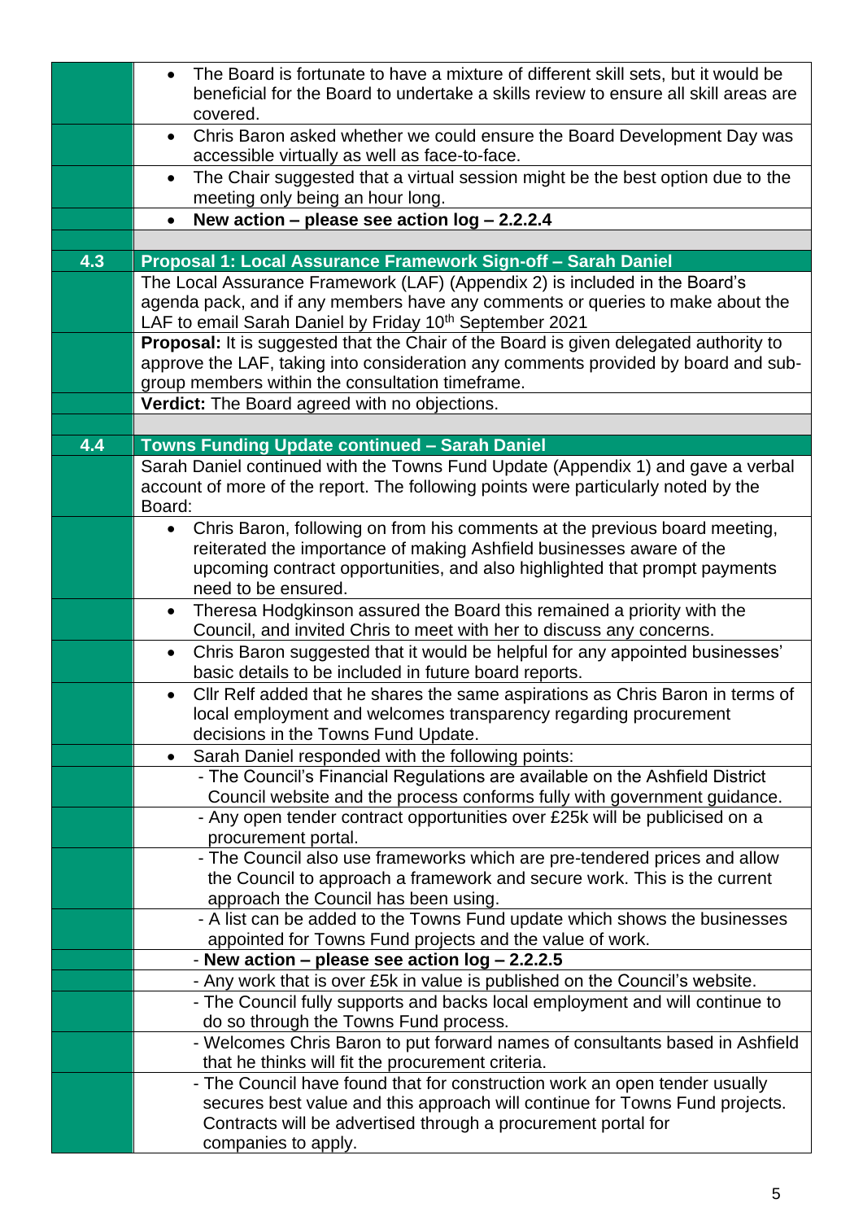| | |
|---|---|
| | • The Board is fortunate to have a mixture of different skill sets, but it would be beneficial for the Board to undertake a skills review to ensure all skill areas are covered. |
| | • Chris Baron asked whether we could ensure the Board Development Day was accessible virtually as well as face-to-face. |
| | • The Chair suggested that a virtual session might be the best option due to the meeting only being an hour long. |
| | • **New action – please see action log – 2.2.2.4** |
| | |
| **4.3** | **Proposal 1: Local Assurance Framework Sign-off – Sarah Daniel** |
| | The Local Assurance Framework (LAF) (Appendix 2) is included in the Board's agenda pack, and if any members have any comments or queries to make about the LAF to email Sarah Daniel by Friday 10th September 2021 |
| | **Proposal:** It is suggested that the Chair of the Board is given delegated authority to approve the LAF, taking into consideration any comments provided by board and sub-group members within the consultation timeframe. |
| | **Verdict:** The Board agreed with no objections. |
| | |
| **4.4** | **Towns Funding Update continued – Sarah Daniel** |
| | Sarah Daniel continued with the Towns Fund Update (Appendix 1) and gave a verbal account of more of the report. The following points were particularly noted by the Board: |
| | • Chris Baron, following on from his comments at the previous board meeting, reiterated the importance of making Ashfield businesses aware of the upcoming contract opportunities, and also highlighted that prompt payments need to be ensured. |
| | • Theresa Hodgkinson assured the Board this remained a priority with the Council, and invited Chris to meet with her to discuss any concerns. |
| | • Chris Baron suggested that it would be helpful for any appointed businesses' basic details to be included in future board reports. |
| | • Cllr Relf added that he shares the same aspirations as Chris Baron in terms of local employment and welcomes transparency regarding procurement decisions in the Towns Fund Update. |
| | • Sarah Daniel responded with the following points: |
| | - The Council's Financial Regulations are available on the Ashfield District Council website and the process conforms fully with government guidance. |
| | - Any open tender contract opportunities over £25k will be publicised on a procurement portal. |
| | - The Council also use frameworks which are pre-tendered prices and allow the Council to approach a framework and secure work. This is the current approach the Council has been using. |
| | - A list can be added to the Towns Fund update which shows the businesses appointed for Towns Fund projects and the value of work. |
| | - **New action – please see action log – 2.2.2.5** |
| | - Any work that is over £5k in value is published on the Council's website. |
| | - The Council fully supports and backs local employment and will continue to do so through the Towns Fund process. |
| | - Welcomes Chris Baron to put forward names of consultants based in Ashfield that he thinks will fit the procurement criteria. |
| | - The Council have found that for construction work an open tender usually secures best value and this approach will continue for Towns Fund projects. Contracts will be advertised through a procurement portal for companies to apply. |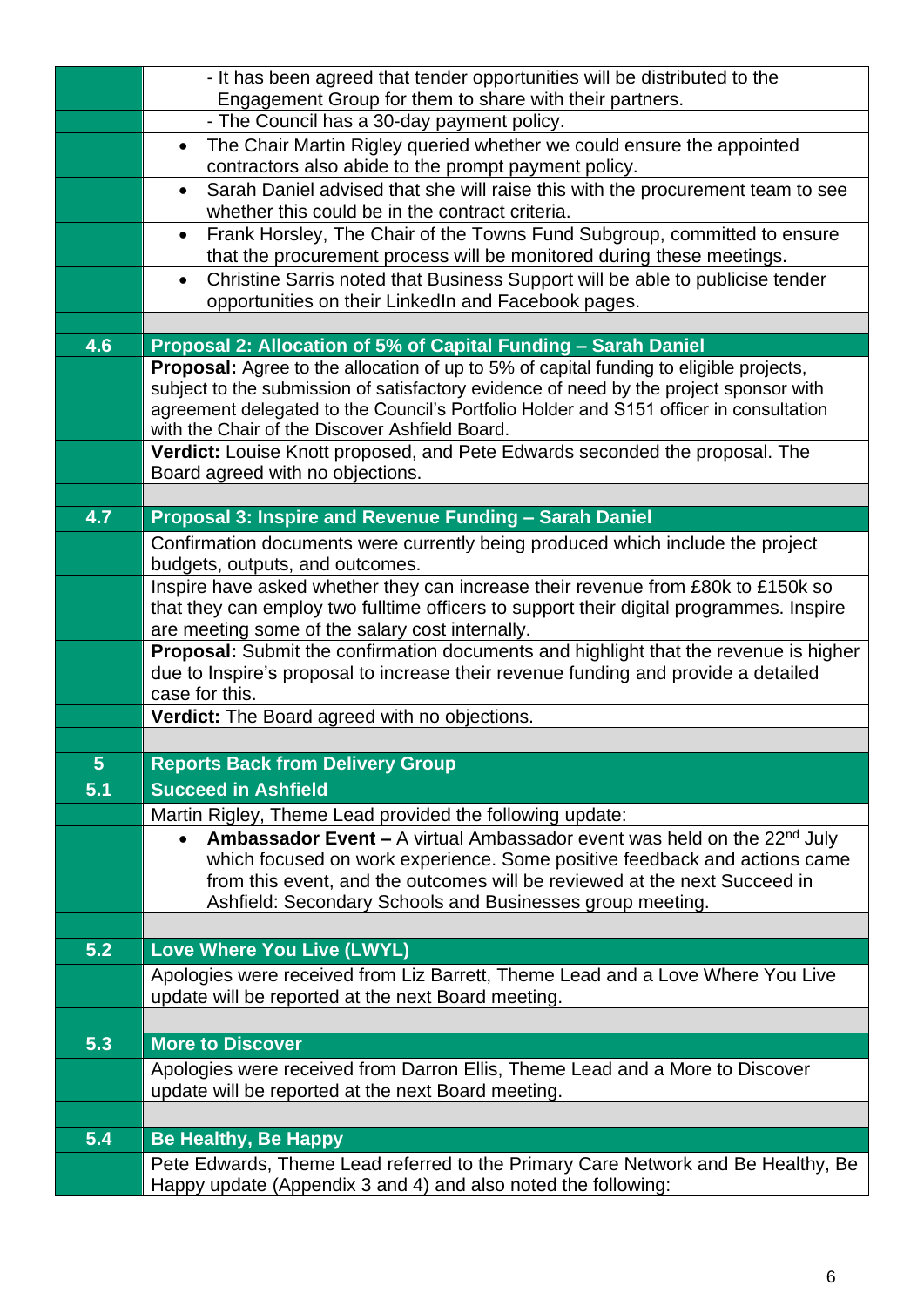| | |
|---|---|
| | - It has been agreed that tender opportunities will be distributed to the Engagement Group for them to share with their partners. |
| | - The Council has a 30-day payment policy. |
| | • The Chair Martin Rigley queried whether we could ensure the appointed contractors also abide to the prompt payment policy. |
| | • Sarah Daniel advised that she will raise this with the procurement team to see whether this could be in the contract criteria. |
| | • Frank Horsley, The Chair of the Towns Fund Subgroup, committed to ensure that the procurement process will be monitored during these meetings. |
| | • Christine Sarris noted that Business Support will be able to publicise tender opportunities on their LinkedIn and Facebook pages. |
| | |
| **4.6** | **Proposal 2: Allocation of 5% of Capital Funding – Sarah Daniel** |
| | **Proposal:** Agree to the allocation of up to 5% of capital funding to eligible projects, subject to the submission of satisfactory evidence of need by the project sponsor with agreement delegated to the Council's Portfolio Holder and S151 officer in consultation with the Chair of the Discover Ashfield Board. |
| | **Verdict:** Louise Knott proposed, and Pete Edwards seconded the proposal. The Board agreed with no objections. |
| | |
| **4.7** | **Proposal 3: Inspire and Revenue Funding – Sarah Daniel** |
| | Confirmation documents were currently being produced which include the project budgets, outputs, and outcomes. |
| | Inspire have asked whether they can increase their revenue from £80k to £150k so that they can employ two fulltime officers to support their digital programmes. Inspire are meeting some of the salary cost internally. |
| | **Proposal:** Submit the confirmation documents and highlight that the revenue is higher due to Inspire's proposal to increase their revenue funding and provide a detailed case for this. |
| | **Verdict:** The Board agreed with no objections. |
| | |
| **5** | **Reports Back from Delivery Group** |
| **5.1** | **Succeed in Ashfield** |
| | Martin Rigley, Theme Lead provided the following update: |
| | • **Ambassador Event –** A virtual Ambassador event was held on the 22nd July which focused on work experience. Some positive feedback and actions came from this event, and the outcomes will be reviewed at the next Succeed in Ashfield: Secondary Schools and Businesses group meeting. |
| | |
| **5.2** | **Love Where You Live (LWYL)** |
| | Apologies were received from Liz Barrett, Theme Lead and a Love Where You Live update will be reported at the next Board meeting. |
| | |
| **5.3** | **More to Discover** |
| | Apologies were received from Darron Ellis, Theme Lead and a More to Discover update will be reported at the next Board meeting. |
| | |
| **5.4** | **Be Healthy, Be Happy** |
| | Pete Edwards, Theme Lead referred to the Primary Care Network and Be Healthy, Be Happy update (Appendix 3 and 4) and also noted the following: |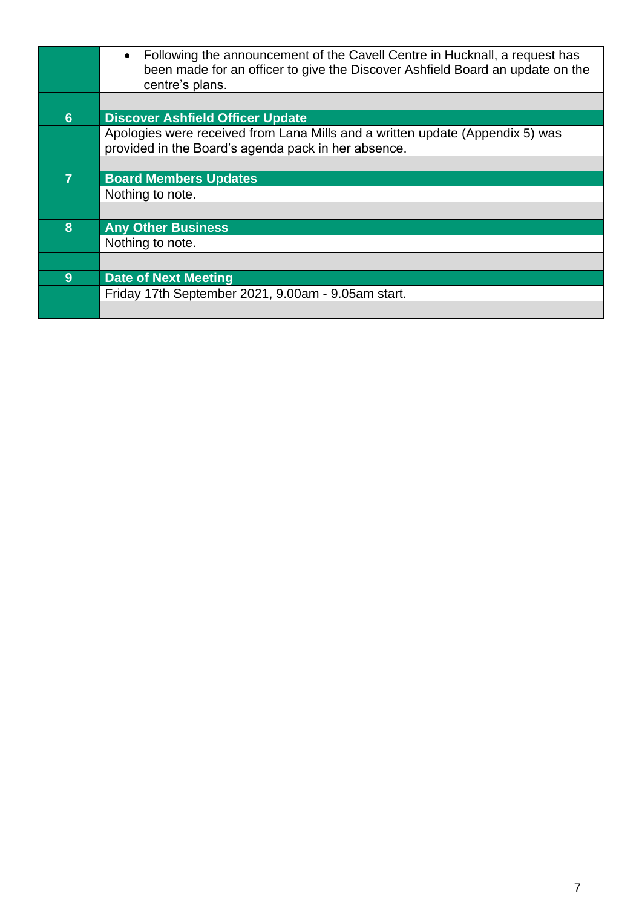| | |
|---|---|
| | • Following the announcement of the Cavell Centre in Hucknall, a request has been made for an officer to give the Discover Ashfield Board an update on the centre's plans. |
| | |
| **6** | **Discover Ashfield Officer Update** |
| | Apologies were received from Lana Mills and a written update (Appendix 5) was provided in the Board's agenda pack in her absence. |
| | |
| **7** | **Board Members Updates** |
| | Nothing to note. |
| | |
| **8** | **Any Other Business** |
| | Nothing to note. |
| | |
| **9** | **Date of Next Meeting** |
| | Friday 17th September 2021, 9.00am - 9.05am start. |
| | |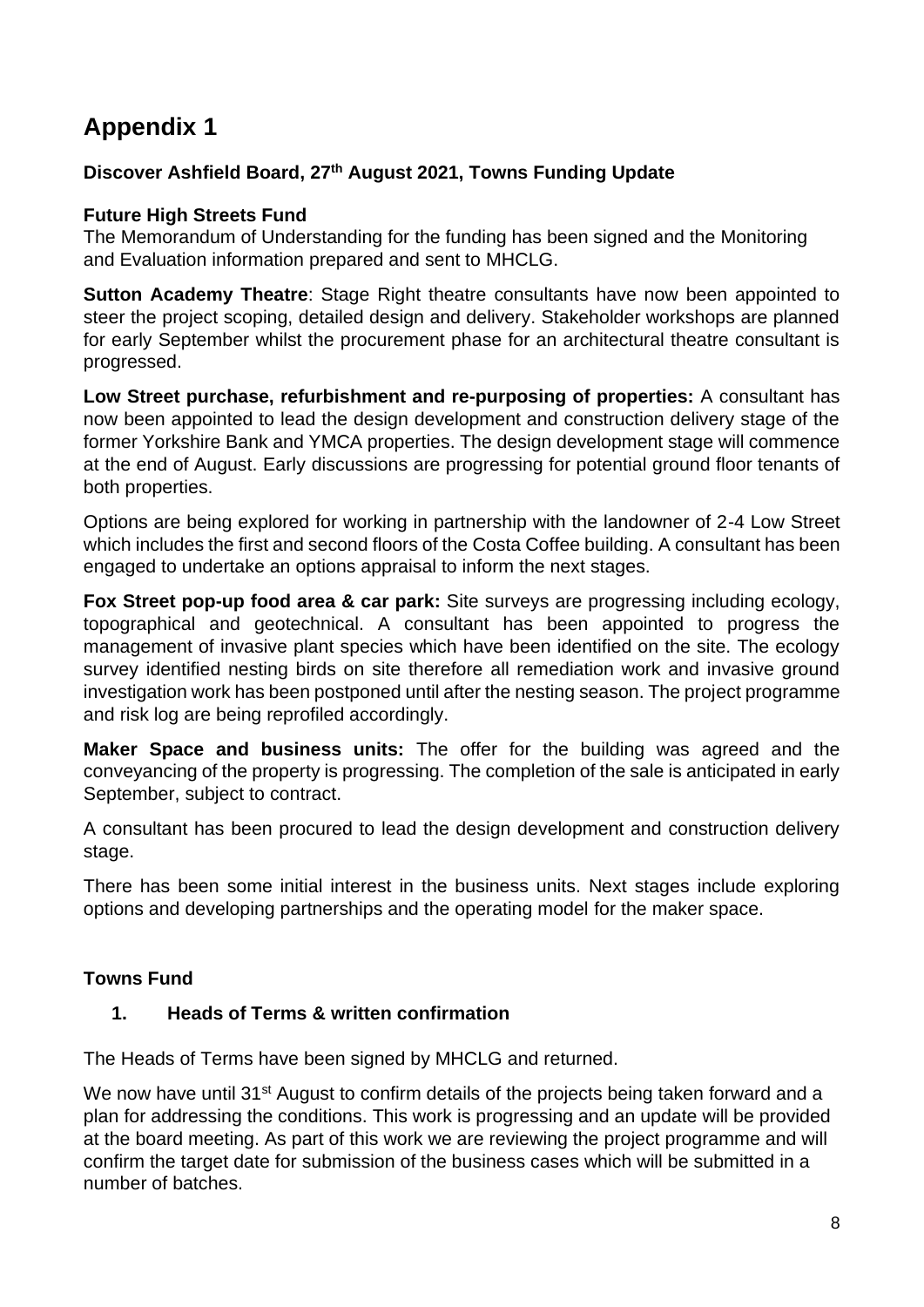# Appendix 1

**Discover Ashfield Board, 27th August 2021, Towns Funding Update**

**Future High Streets Fund**

The Memorandum of Understanding for the funding has been signed and the Monitoring and Evaluation information prepared and sent to MHCLG.

**Sutton Academy Theatre**: Stage Right theatre consultants have now been appointed to steer the project scoping, detailed design and delivery. Stakeholder workshops are planned for early September whilst the procurement phase for an architectural theatre consultant is progressed.

**Low Street purchase, refurbishment and re-purposing of properties:** A consultant has now been appointed to lead the design development and construction delivery stage of the former Yorkshire Bank and YMCA properties. The design development stage will commence at the end of August. Early discussions are progressing for potential ground floor tenants of both properties.

Options are being explored for working in partnership with the landowner of 2-4 Low Street which includes the first and second floors of the Costa Coffee building. A consultant has been engaged to undertake an options appraisal to inform the next stages.

**Fox Street pop-up food area & car park:** Site surveys are progressing including ecology, topographical and geotechnical. A consultant has been appointed to progress the management of invasive plant species which have been identified on the site. The ecology survey identified nesting birds on site therefore all remediation work and invasive ground investigation work has been postponed until after the nesting season. The project programme and risk log are being reprofiled accordingly.

**Maker Space and business units:** The offer for the building was agreed and the conveyancing of the property is progressing. The completion of the sale is anticipated in early September, subject to contract.

A consultant has been procured to lead the design development and construction delivery stage.

There has been some initial interest in the business units. Next stages include exploring options and developing partnerships and the operating model for the maker space.

**Towns Fund**

1. **Heads of Terms & written confirmation**

The Heads of Terms have been signed by MHCLG and returned.

We now have until 31st August to confirm details of the projects being taken forward and a plan for addressing the conditions. This work is progressing and an update will be provided at the board meeting. As part of this work we are reviewing the project programme and will confirm the target date for submission of the business cases which will be submitted in a number of batches.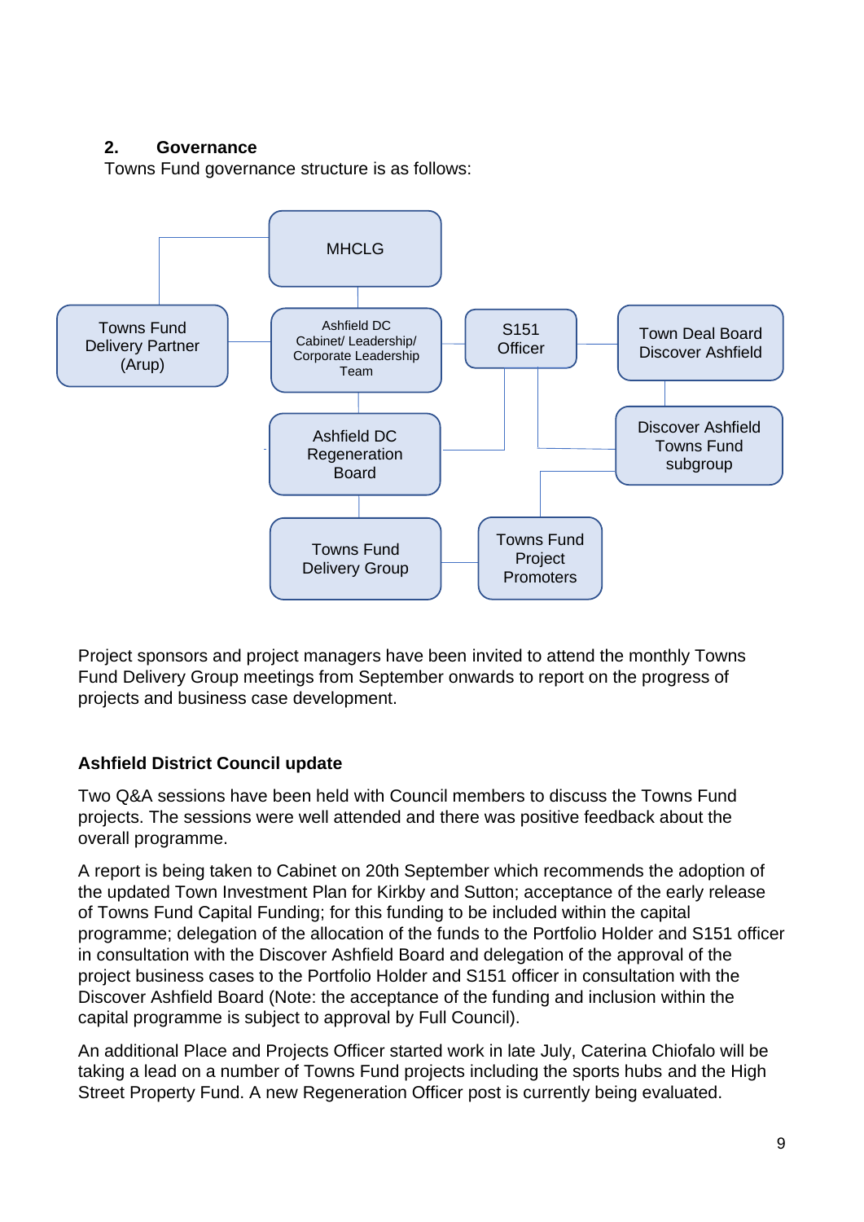## 2. Governance

Towns Fund governance structure is as follows:

MHCLG

Towns Fund Delivery Partner (Arup)

Ashfield DC Cabinet/ Leadership/ Corporate Leadership Team

S151 Officer

Town Deal Board Discover Ashfield

Ashfield DC Regeneration Board

Discover Ashfield Towns Fund subgroup

Towns Fund Delivery Group

Towns Fund Project Promoters

Project sponsors and project managers have been invited to attend the monthly Towns Fund Delivery Group meetings from September onwards to report on the progress of projects and business case development.

**Ashfield District Council update**

Two Q&A sessions have been held with Council members to discuss the Towns Fund projects. The sessions were well attended and there was positive feedback about the overall programme.

A report is being taken to Cabinet on 20th September which recommends the adoption of the updated Town Investment Plan for Kirkby and Sutton; acceptance of the early release of Towns Fund Capital Funding; for this funding to be included within the capital programme; delegation of the allocation of the funds to the Portfolio Holder and S151 officer in consultation with the Discover Ashfield Board and delegation of the approval of the project business cases to the Portfolio Holder and S151 officer in consultation with the Discover Ashfield Board (Note: the acceptance of the funding and inclusion within the capital programme is subject to approval by Full Council).

An additional Place and Projects Officer started work in late July, Caterina Chiofalo will be taking a lead on a number of Towns Fund projects including the sports hubs and the High Street Property Fund. A new Regeneration Officer post is currently being evaluated.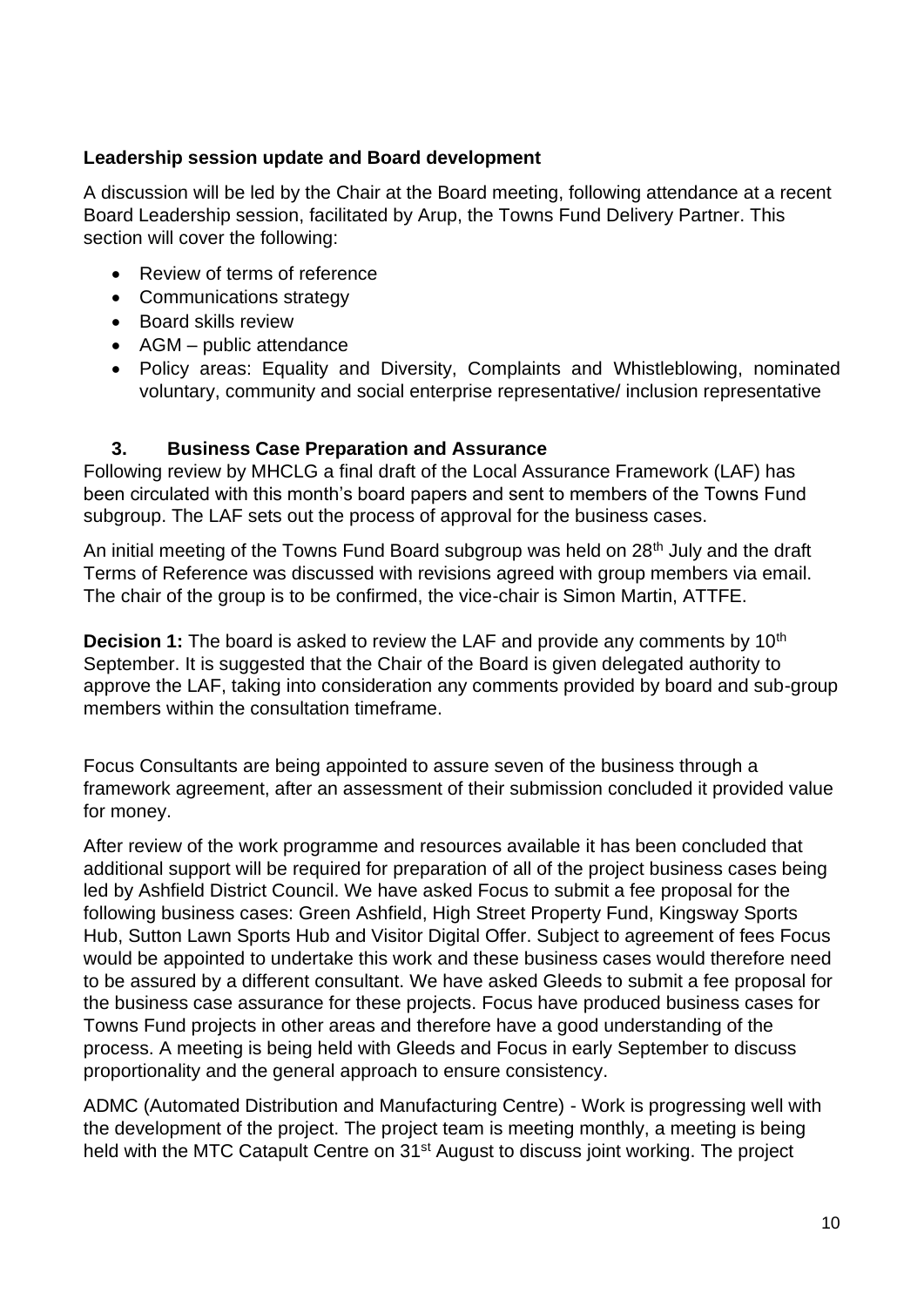**Leadership session update and Board development**

A discussion will be led by the Chair at the Board meeting, following attendance at a recent Board Leadership session, facilitated by Arup, the Towns Fund Delivery Partner. This section will cover the following:

- Review of terms of reference
- Communications strategy
- Board skills review
- AGM – public attendance
- Policy areas: Equality and Diversity, Complaints and Whistleblowing, nominated voluntary, community and social enterprise representative/ inclusion representative

### 3. Business Case Preparation and Assurance

Following review by MHCLG a final draft of the Local Assurance Framework (LAF) has been circulated with this month's board papers and sent to members of the Towns Fund subgroup. The LAF sets out the process of approval for the business cases.

An initial meeting of the Towns Fund Board subgroup was held on 28th July and the draft Terms of Reference was discussed with revisions agreed with group members via email. The chair of the group is to be confirmed, the vice-chair is Simon Martin, ATTFE.

**Decision 1:** The board is asked to review the LAF and provide any comments by 10th September. It is suggested that the Chair of the Board is given delegated authority to approve the LAF, taking into consideration any comments provided by board and sub-group members within the consultation timeframe.

Focus Consultants are being appointed to assure seven of the business through a framework agreement, after an assessment of their submission concluded it provided value for money.

After review of the work programme and resources available it has been concluded that additional support will be required for preparation of all of the project business cases being led by Ashfield District Council. We have asked Focus to submit a fee proposal for the following business cases: Green Ashfield, High Street Property Fund, Kingsway Sports Hub, Sutton Lawn Sports Hub and Visitor Digital Offer. Subject to agreement of fees Focus would be appointed to undertake this work and these business cases would therefore need to be assured by a different consultant. We have asked Gleeds to submit a fee proposal for the business case assurance for these projects. Focus have produced business cases for Towns Fund projects in other areas and therefore have a good understanding of the process. A meeting is being held with Gleeds and Focus in early September to discuss proportionality and the general approach to ensure consistency.

ADMC (Automated Distribution and Manufacturing Centre) - Work is progressing well with the development of the project. The project team is meeting monthly, a meeting is being held with the MTC Catapult Centre on 31st August to discuss joint working. The project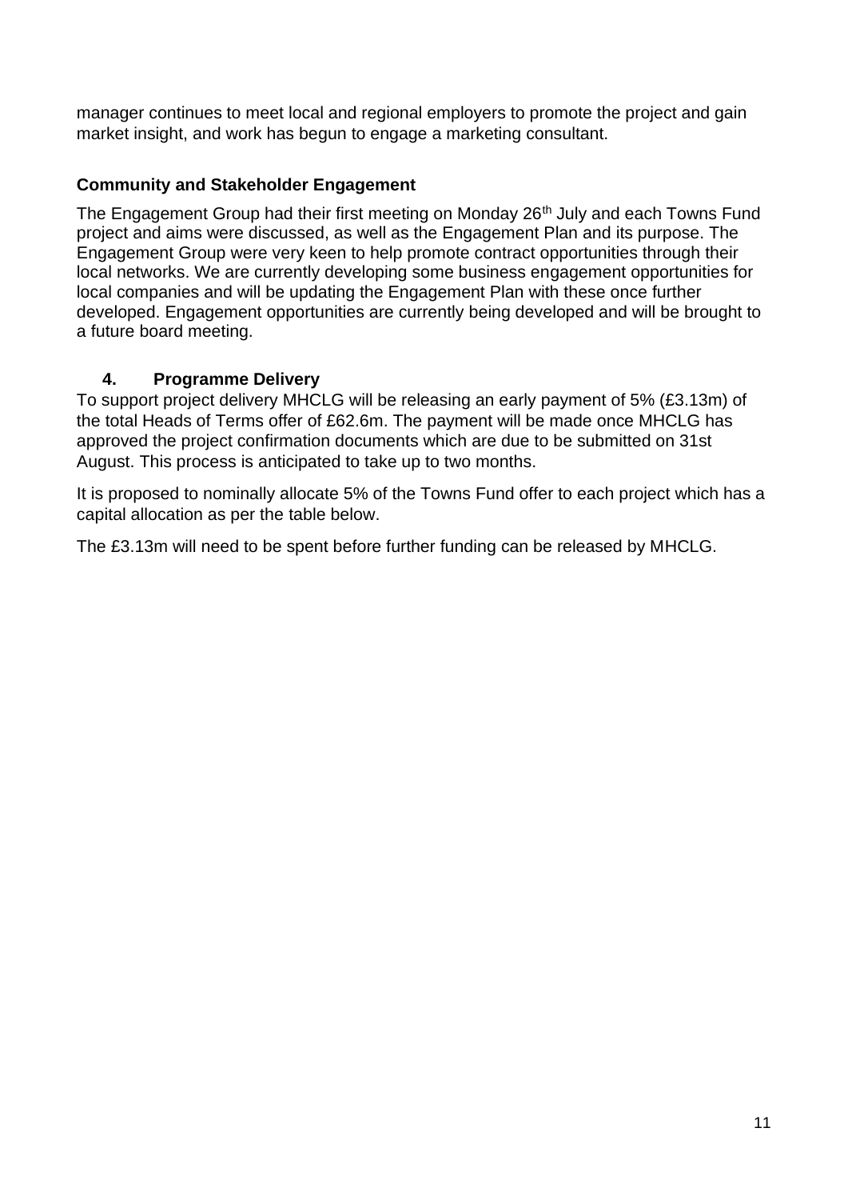manager continues to meet local and regional employers to promote the project and gain market insight, and work has begun to engage a marketing consultant.

**Community and Stakeholder Engagement**

The Engagement Group had their first meeting on Monday 26th July and each Towns Fund project and aims were discussed, as well as the Engagement Plan and its purpose. The Engagement Group were very keen to help promote contract opportunities through their local networks. We are currently developing some business engagement opportunities for local companies and will be updating the Engagement Plan with these once further developed. Engagement opportunities are currently being developed and will be brought to a future board meeting.

## 4. Programme Delivery

To support project delivery MHCLG will be releasing an early payment of 5% (£3.13m) of the total Heads of Terms offer of £62.6m. The payment will be made once MHCLG has approved the project confirmation documents which are due to be submitted on 31st August. This process is anticipated to take up to two months.

It is proposed to nominally allocate 5% of the Towns Fund offer to each project which has a capital allocation as per the table below.

The £3.13m will need to be spent before further funding can be released by MHCLG.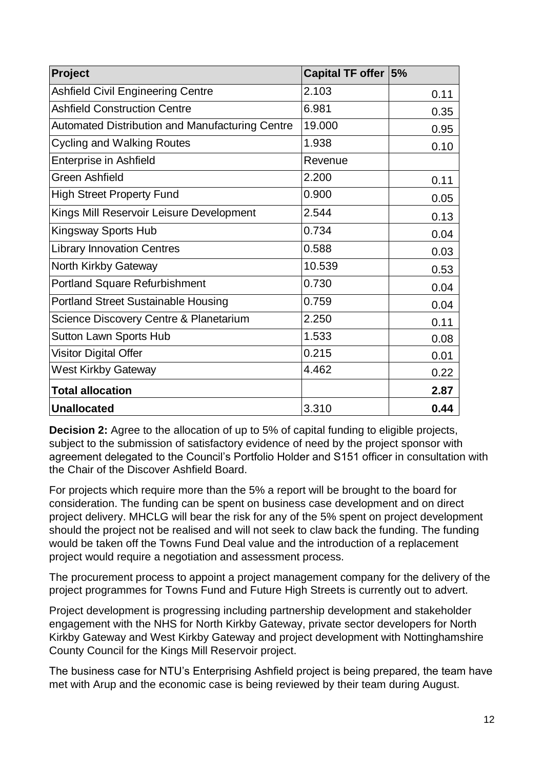| Project | Capital TF offer | 5% |
|---|---|---|
| Ashfield Civil Engineering Centre | 2.103 | 0.11 |
| Ashfield Construction Centre | 6.981 | 0.35 |
| Automated Distribution and Manufacturing Centre | 19.000 | 0.95 |
| Cycling and Walking Routes | 1.938 | 0.10 |
| Enterprise in Ashfield | Revenue | |
| Green Ashfield | 2.200 | 0.11 |
| High Street Property Fund | 0.900 | 0.05 |
| Kings Mill Reservoir Leisure Development | 2.544 | 0.13 |
| Kingsway Sports Hub | 0.734 | 0.04 |
| Library Innovation Centres | 0.588 | 0.03 |
| North Kirkby Gateway | 10.539 | 0.53 |
| Portland Square Refurbishment | 0.730 | 0.04 |
| Portland Street Sustainable Housing | 0.759 | 0.04 |
| Science Discovery Centre & Planetarium | 2.250 | 0.11 |
| Sutton Lawn Sports Hub | 1.533 | 0.08 |
| Visitor Digital Offer | 0.215 | 0.01 |
| West Kirkby Gateway | 4.462 | 0.22 |
| **Total allocation** | | **2.87** |
| **Unallocated** | 3.310 | **0.44** |

**Decision 2:** Agree to the allocation of up to 5% of capital funding to eligible projects, subject to the submission of satisfactory evidence of need by the project sponsor with agreement delegated to the Council's Portfolio Holder and S151 officer in consultation with the Chair of the Discover Ashfield Board.

For projects which require more than the 5% a report will be brought to the board for consideration. The funding can be spent on business case development and on direct project delivery. MHCLG will bear the risk for any of the 5% spent on project development should the project not be realised and will not seek to claw back the funding. The funding would be taken off the Towns Fund Deal value and the introduction of a replacement project would require a negotiation and assessment process.

The procurement process to appoint a project management company for the delivery of the project programmes for Towns Fund and Future High Streets is currently out to advert.

Project development is progressing including partnership development and stakeholder engagement with the NHS for North Kirkby Gateway, private sector developers for North Kirkby Gateway and West Kirkby Gateway and project development with Nottinghamshire County Council for the Kings Mill Reservoir project.

The business case for NTU's Enterprising Ashfield project is being prepared, the team have met with Arup and the economic case is being reviewed by their team during August.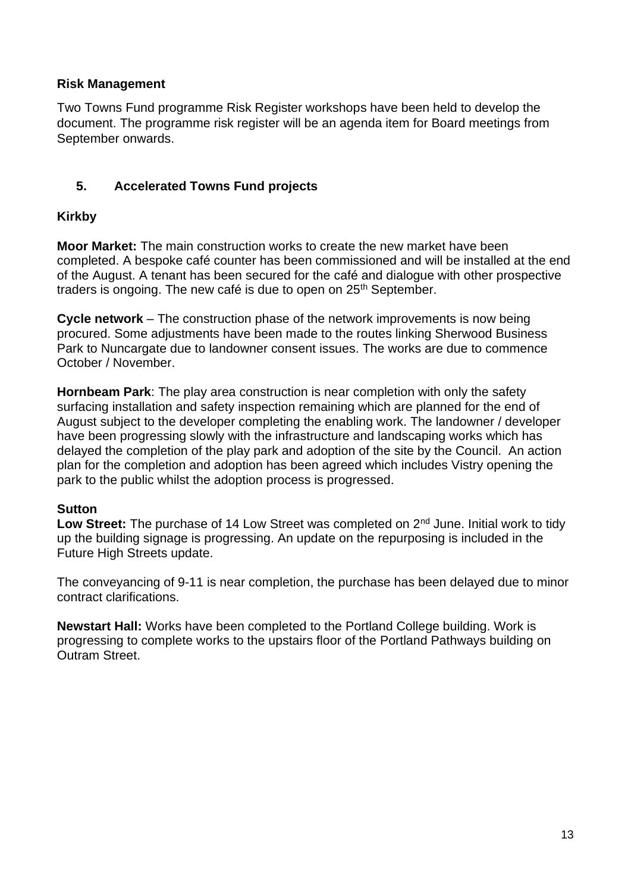**Risk Management**

Two Towns Fund programme Risk Register workshops have been held to develop the document. The programme risk register will be an agenda item for Board meetings from September onwards.

## 5. Accelerated Towns Fund projects

**Kirkby**

**Moor Market:** The main construction works to create the new market have been completed. A bespoke café counter has been commissioned and will be installed at the end of the August. A tenant has been secured for the café and dialogue with other prospective traders is ongoing. The new café is due to open on 25th September.

**Cycle network** – The construction phase of the network improvements is now being procured. Some adjustments have been made to the routes linking Sherwood Business Park to Nuncargate due to landowner consent issues. The works are due to commence October / November.

**Hornbeam Park**: The play area construction is near completion with only the safety surfacing installation and safety inspection remaining which are planned for the end of August subject to the developer completing the enabling work. The landowner / developer have been progressing slowly with the infrastructure and landscaping works which has delayed the completion of the play park and adoption of the site by the Council. An action plan for the completion and adoption has been agreed which includes Vistry opening the park to the public whilst the adoption process is progressed.

**Sutton**

**Low Street:** The purchase of 14 Low Street was completed on 2nd June. Initial work to tidy up the building signage is progressing. An update on the repurposing is included in the Future High Streets update.

The conveyancing of 9-11 is near completion, the purchase has been delayed due to minor contract clarifications.

**Newstart Hall:** Works have been completed to the Portland College building. Work is progressing to complete works to the upstairs floor of the Portland Pathways building on Outram Street.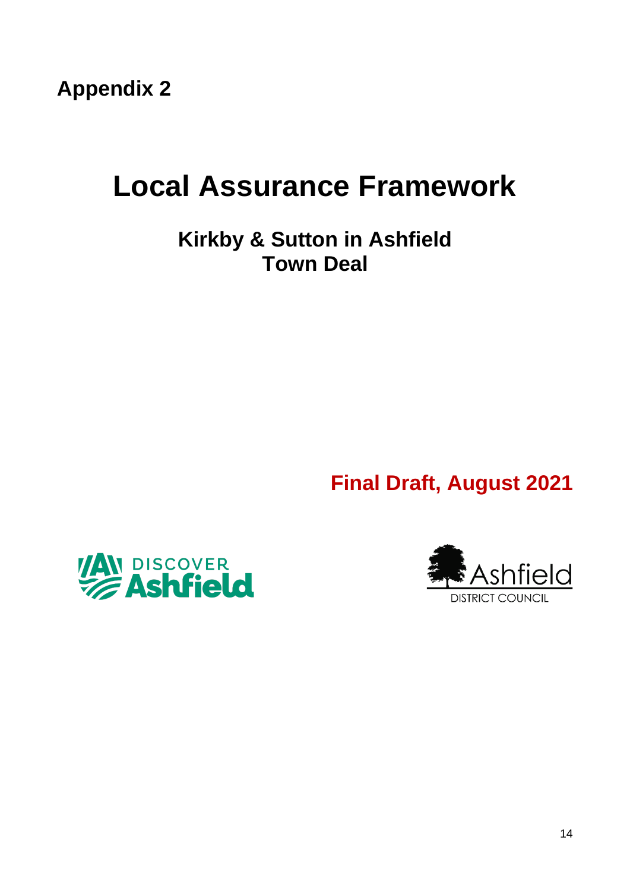**Appendix 2**

# Local Assurance Framework

## Kirkby & Sutton in Ashfield
## Town Deal

**Final Draft, August 2021**

DISCOVER Ashfield

Ashfield DISTRICT COUNCIL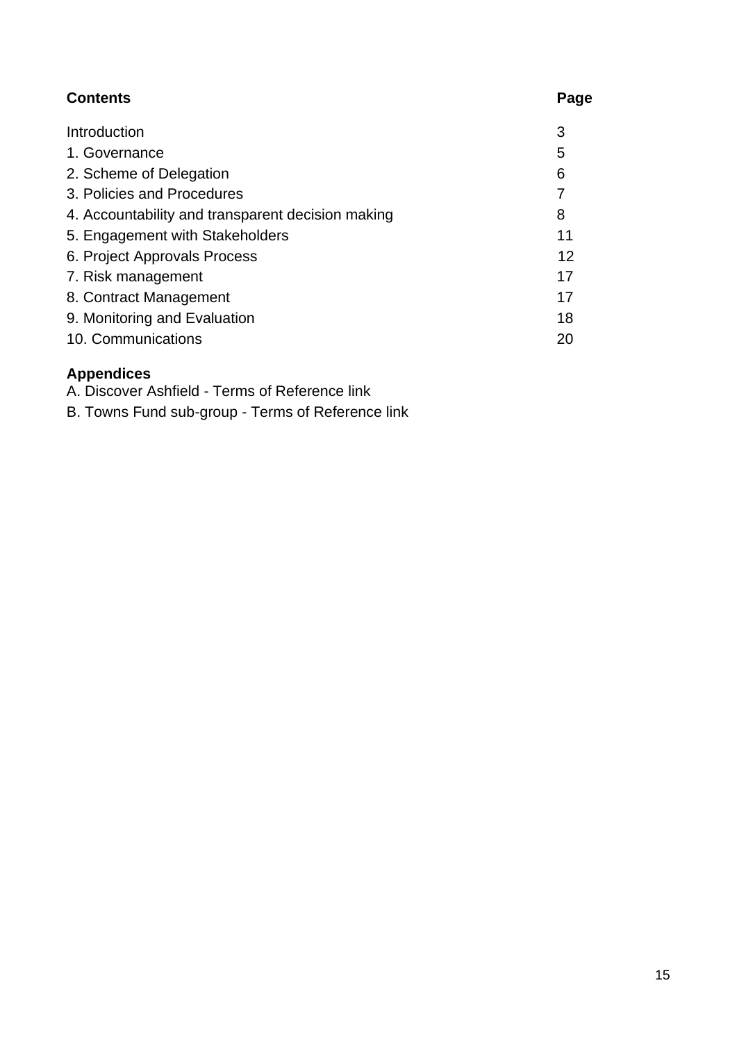| **Contents** | **Page** |
| --- | --- |
| Introduction | 3 |
| 1. Governance | 5 |
| 2. Scheme of Delegation | 6 |
| 3. Policies and Procedures | 7 |
| 4. Accountability and transparent decision making | 8 |
| 5. Engagement with Stakeholders | 11 |
| 6. Project Approvals Process | 12 |
| 7. Risk management | 17 |
| 8. Contract Management | 17 |
| 9. Monitoring and Evaluation | 18 |
| 10. Communications | 20 |

**Appendices**

A. Discover Ashfield - Terms of Reference link

B. Towns Fund sub-group - Terms of Reference link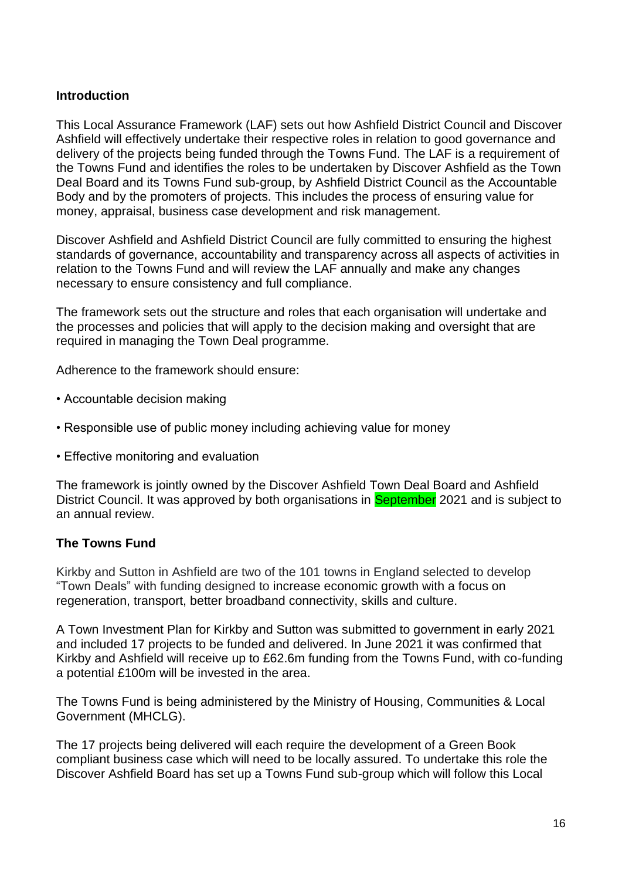## Introduction

This Local Assurance Framework (LAF) sets out how Ashfield District Council and Discover Ashfield will effectively undertake their respective roles in relation to good governance and delivery of the projects being funded through the Towns Fund. The LAF is a requirement of the Towns Fund and identifies the roles to be undertaken by Discover Ashfield as the Town Deal Board and its Towns Fund sub-group, by Ashfield District Council as the Accountable Body and by the promoters of projects. This includes the process of ensuring value for money, appraisal, business case development and risk management.

Discover Ashfield and Ashfield District Council are fully committed to ensuring the highest standards of governance, accountability and transparency across all aspects of activities in relation to the Towns Fund and will review the LAF annually and make any changes necessary to ensure consistency and full compliance.

The framework sets out the structure and roles that each organisation will undertake and the processes and policies that will apply to the decision making and oversight that are required in managing the Town Deal programme.

Adherence to the framework should ensure:

- Accountable decision making
- Responsible use of public money including achieving value for money
- Effective monitoring and evaluation

The framework is jointly owned by the Discover Ashfield Town Deal Board and Ashfield District Council. It was approved by both organisations in September 2021 and is subject to an annual review.

## The Towns Fund

Kirkby and Sutton in Ashfield are two of the 101 towns in England selected to develop "Town Deals" with funding designed to increase economic growth with a focus on regeneration, transport, better broadband connectivity, skills and culture.

A Town Investment Plan for Kirkby and Sutton was submitted to government in early 2021 and included 17 projects to be funded and delivered. In June 2021 it was confirmed that Kirkby and Ashfield will receive up to £62.6m funding from the Towns Fund, with co-funding a potential £100m will be invested in the area.

The Towns Fund is being administered by the Ministry of Housing, Communities & Local Government (MHCLG).

The 17 projects being delivered will each require the development of a Green Book compliant business case which will need to be locally assured. To undertake this role the Discover Ashfield Board has set up a Towns Fund sub-group which will follow this Local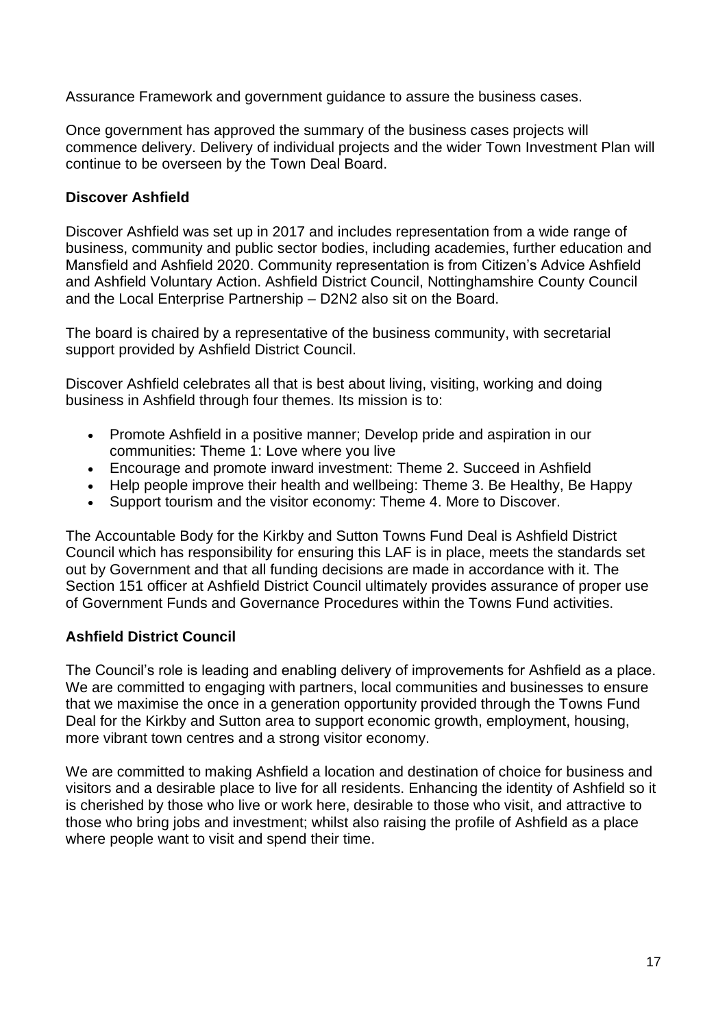Assurance Framework and government guidance to assure the business cases.

Once government has approved the summary of the business cases projects will commence delivery. Delivery of individual projects and the wider Town Investment Plan will continue to be overseen by the Town Deal Board.

**Discover Ashfield**

Discover Ashfield was set up in 2017 and includes representation from a wide range of business, community and public sector bodies, including academies, further education and Mansfield and Ashfield 2020. Community representation is from Citizen's Advice Ashfield and Ashfield Voluntary Action. Ashfield District Council, Nottinghamshire County Council and the Local Enterprise Partnership – D2N2 also sit on the Board.

The board is chaired by a representative of the business community, with secretarial support provided by Ashfield District Council.

Discover Ashfield celebrates all that is best about living, visiting, working and doing business in Ashfield through four themes. Its mission is to:

- Promote Ashfield in a positive manner; Develop pride and aspiration in our communities: Theme 1: Love where you live
- Encourage and promote inward investment: Theme 2. Succeed in Ashfield
- Help people improve their health and wellbeing: Theme 3. Be Healthy, Be Happy
- Support tourism and the visitor economy: Theme 4. More to Discover.

The Accountable Body for the Kirkby and Sutton Towns Fund Deal is Ashfield District Council which has responsibility for ensuring this LAF is in place, meets the standards set out by Government and that all funding decisions are made in accordance with it. The Section 151 officer at Ashfield District Council ultimately provides assurance of proper use of Government Funds and Governance Procedures within the Towns Fund activities.

**Ashfield District Council**

The Council's role is leading and enabling delivery of improvements for Ashfield as a place. We are committed to engaging with partners, local communities and businesses to ensure that we maximise the once in a generation opportunity provided through the Towns Fund Deal for the Kirkby and Sutton area to support economic growth, employment, housing, more vibrant town centres and a strong visitor economy.

We are committed to making Ashfield a location and destination of choice for business and visitors and a desirable place to live for all residents. Enhancing the identity of Ashfield so it is cherished by those who live or work here, desirable to those who visit, and attractive to those who bring jobs and investment; whilst also raising the profile of Ashfield as a place where people want to visit and spend their time.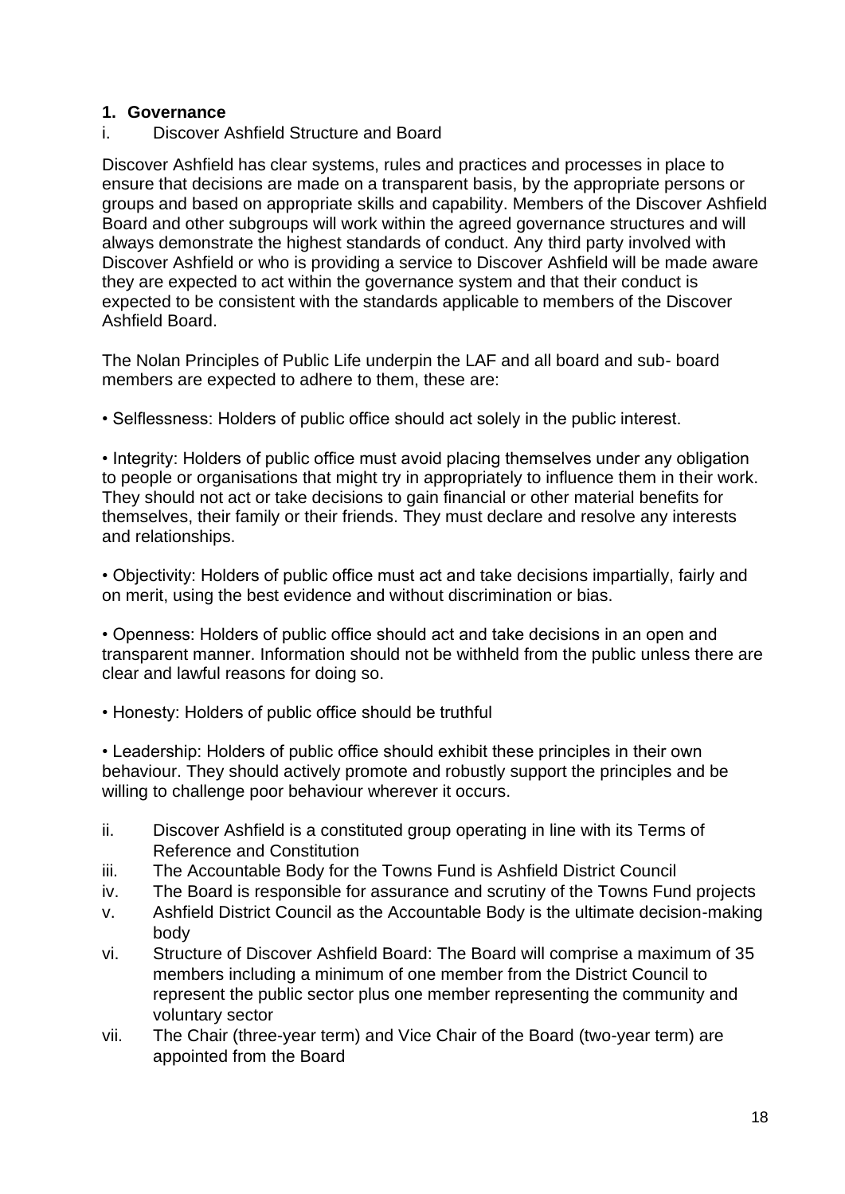## 1. Governance

i. Discover Ashfield Structure and Board

Discover Ashfield has clear systems, rules and practices and processes in place to ensure that decisions are made on a transparent basis, by the appropriate persons or groups and based on appropriate skills and capability. Members of the Discover Ashfield Board and other subgroups will work within the agreed governance structures and will always demonstrate the highest standards of conduct. Any third party involved with Discover Ashfield or who is providing a service to Discover Ashfield will be made aware they are expected to act within the governance system and that their conduct is expected to be consistent with the standards applicable to members of the Discover Ashfield Board.

The Nolan Principles of Public Life underpin the LAF and all board and sub- board members are expected to adhere to them, these are:

• Selflessness: Holders of public office should act solely in the public interest.

• Integrity: Holders of public office must avoid placing themselves under any obligation to people or organisations that might try in appropriately to influence them in their work. They should not act or take decisions to gain financial or other material benefits for themselves, their family or their friends. They must declare and resolve any interests and relationships.

• Objectivity: Holders of public office must act and take decisions impartially, fairly and on merit, using the best evidence and without discrimination or bias.

• Openness: Holders of public office should act and take decisions in an open and transparent manner. Information should not be withheld from the public unless there are clear and lawful reasons for doing so.

• Honesty: Holders of public office should be truthful

• Leadership: Holders of public office should exhibit these principles in their own behaviour. They should actively promote and robustly support the principles and be willing to challenge poor behaviour wherever it occurs.

ii. Discover Ashfield is a constituted group operating in line with its Terms of Reference and Constitution

iii. The Accountable Body for the Towns Fund is Ashfield District Council

iv. The Board is responsible for assurance and scrutiny of the Towns Fund projects

v. Ashfield District Council as the Accountable Body is the ultimate decision-making body

vi. Structure of Discover Ashfield Board: The Board will comprise a maximum of 35 members including a minimum of one member from the District Council to represent the public sector plus one member representing the community and voluntary sector

vii. The Chair (three-year term) and Vice Chair of the Board (two-year term) are appointed from the Board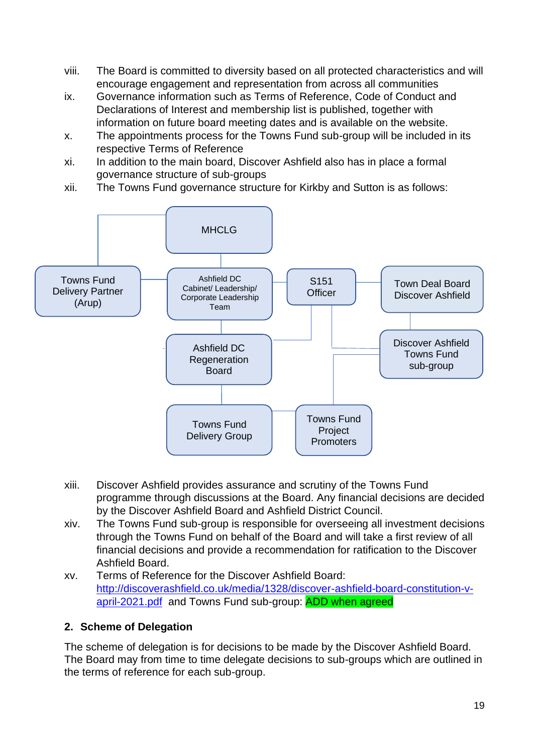viii. The Board is committed to diversity based on all protected characteristics and will encourage engagement and representation from across all communities

ix. Governance information such as Terms of Reference, Code of Conduct and Declarations of Interest and membership list is published, together with information on future board meeting dates and is available on the website.

x. The appointments process for the Towns Fund sub-group will be included in its respective Terms of Reference

xi. In addition to the main board, Discover Ashfield also has in place a formal governance structure of sub-groups

xii. The Towns Fund governance structure for Kirkby and Sutton is as follows:

MHCLG

Towns Fund Delivery Partner (Arup)

Ashfield DC Cabinet/ Leadership/ Corporate Leadership Team

S151 Officer

Town Deal Board Discover Ashfield

Ashfield DC Regeneration Board

Discover Ashfield Towns Fund sub-group

Towns Fund Delivery Group

Towns Fund Project Promoters

xiii. Discover Ashfield provides assurance and scrutiny of the Towns Fund programme through discussions at the Board. Any financial decisions are decided by the Discover Ashfield Board and Ashfield District Council.

xiv. The Towns Fund sub-group is responsible for overseeing all investment decisions through the Towns Fund on behalf of the Board and will take a first review of all financial decisions and provide a recommendation for ratification to the Discover Ashfield Board.

xv. Terms of Reference for the Discover Ashfield Board: http://discoverashfield.co.uk/media/1328/discover-ashfield-board-constitution-v-april-2021.pdf and Towns Fund sub-group: ADD when agreed

## 2. Scheme of Delegation

The scheme of delegation is for decisions to be made by the Discover Ashfield Board. The Board may from time to time delegate decisions to sub-groups which are outlined in the terms of reference for each sub-group.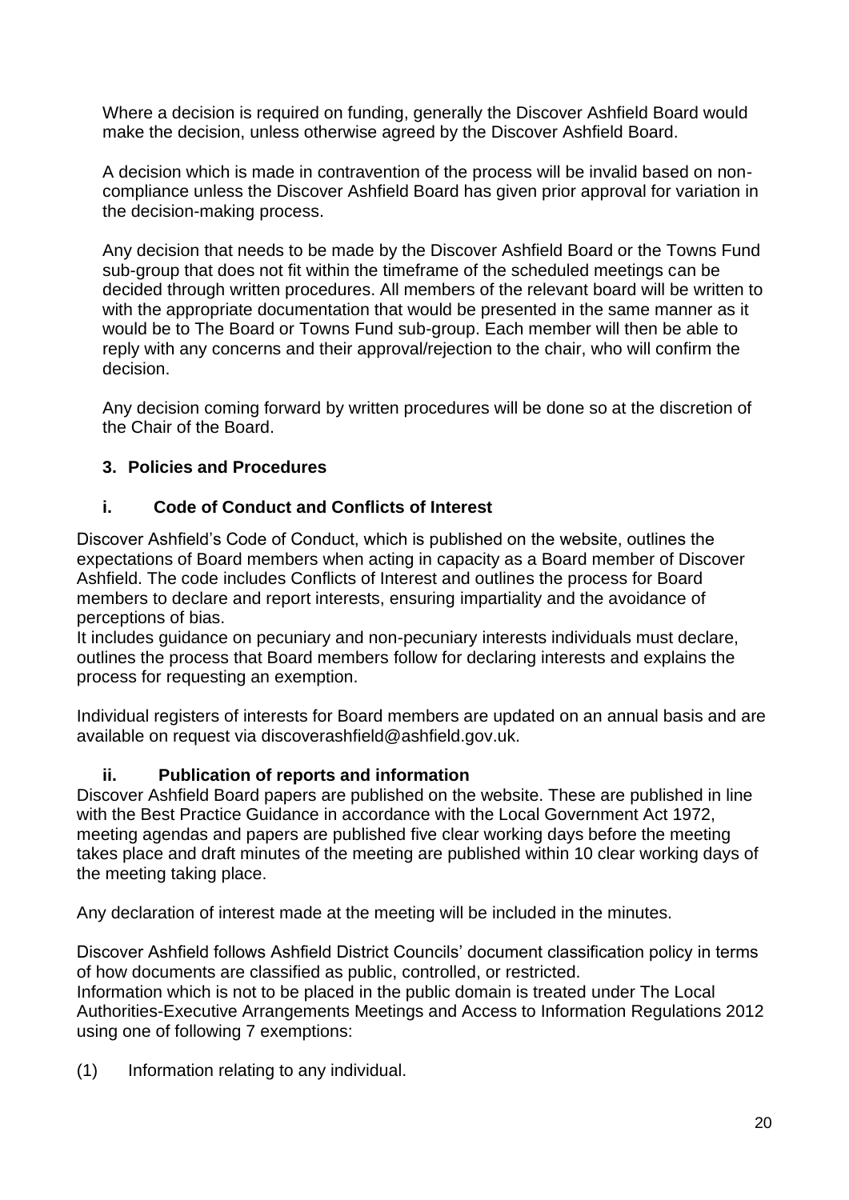Where a decision is required on funding, generally the Discover Ashfield Board would make the decision, unless otherwise agreed by the Discover Ashfield Board.

A decision which is made in contravention of the process will be invalid based on non-compliance unless the Discover Ashfield Board has given prior approval for variation in the decision-making process.

Any decision that needs to be made by the Discover Ashfield Board or the Towns Fund sub-group that does not fit within the timeframe of the scheduled meetings can be decided through written procedures. All members of the relevant board will be written to with the appropriate documentation that would be presented in the same manner as it would be to The Board or Towns Fund sub-group. Each member will then be able to reply with any concerns and their approval/rejection to the chair, who will confirm the decision.

Any decision coming forward by written procedures will be done so at the discretion of the Chair of the Board.

## 3. Policies and Procedures

### i. Code of Conduct and Conflicts of Interest

Discover Ashfield's Code of Conduct, which is published on the website, outlines the expectations of Board members when acting in capacity as a Board member of Discover Ashfield. The code includes Conflicts of Interest and outlines the process for Board members to declare and report interests, ensuring impartiality and the avoidance of perceptions of bias.
It includes guidance on pecuniary and non-pecuniary interests individuals must declare, outlines the process that Board members follow for declaring interests and explains the process for requesting an exemption.

Individual registers of interests for Board members are updated on an annual basis and are available on request via discoverashfield@ashfield.gov.uk.

### ii. Publication of reports and information

Discover Ashfield Board papers are published on the website. These are published in line with the Best Practice Guidance in accordance with the Local Government Act 1972, meeting agendas and papers are published five clear working days before the meeting takes place and draft minutes of the meeting are published within 10 clear working days of the meeting taking place.

Any declaration of interest made at the meeting will be included in the minutes.

Discover Ashfield follows Ashfield District Councils' document classification policy in terms of how documents are classified as public, controlled, or restricted.
Information which is not to be placed in the public domain is treated under The Local Authorities-Executive Arrangements Meetings and Access to Information Regulations 2012 using one of following 7 exemptions:

(1) Information relating to any individual.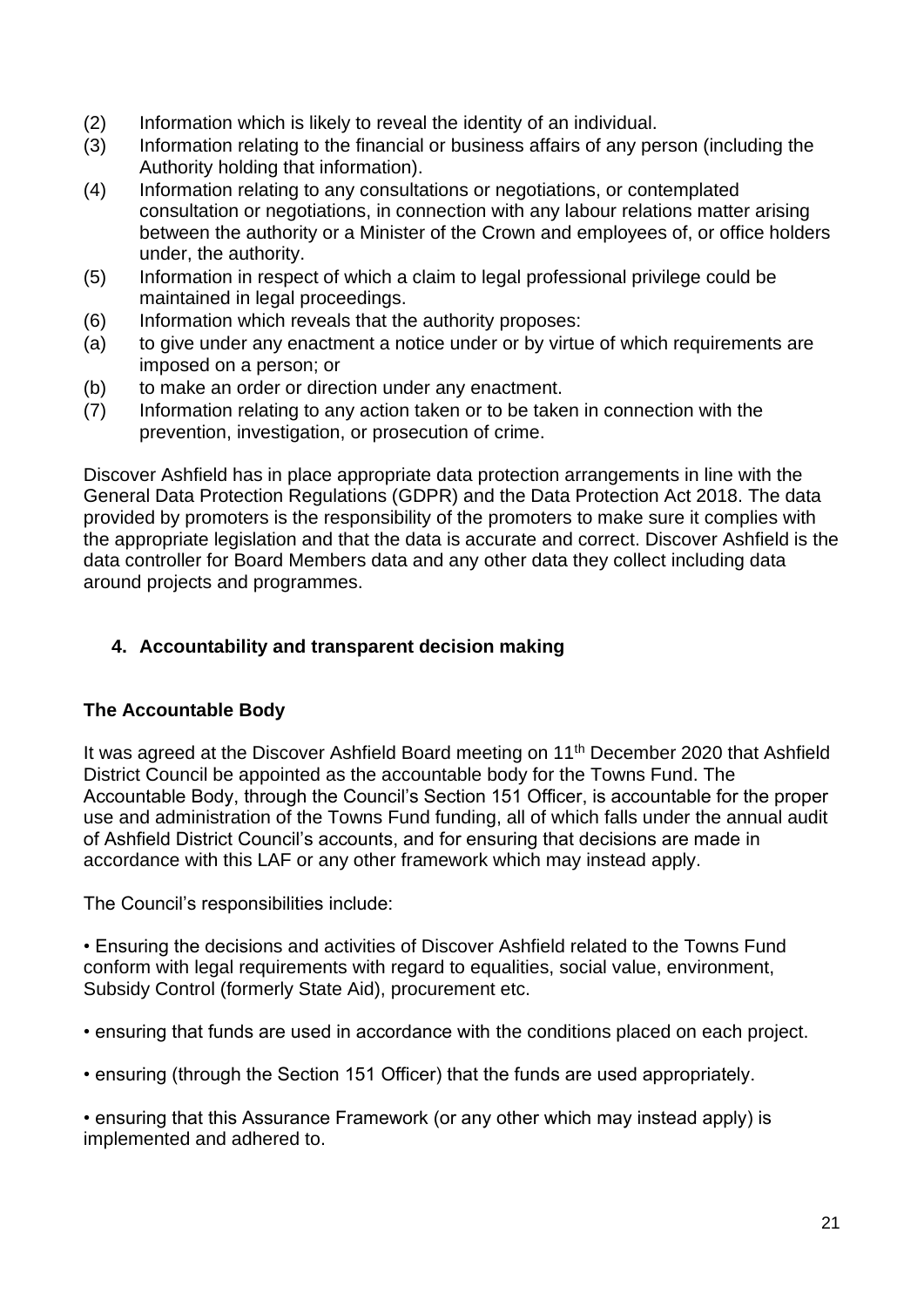(2) Information which is likely to reveal the identity of an individual.
(3) Information relating to the financial or business affairs of any person (including the Authority holding that information).
(4) Information relating to any consultations or negotiations, or contemplated consultation or negotiations, in connection with any labour relations matter arising between the authority or a Minister of the Crown and employees of, or office holders under, the authority.
(5) Information in respect of which a claim to legal professional privilege could be maintained in legal proceedings.
(6) Information which reveals that the authority proposes:
(a) to give under any enactment a notice under or by virtue of which requirements are imposed on a person; or
(b) to make an order or direction under any enactment.
(7) Information relating to any action taken or to be taken in connection with the prevention, investigation, or prosecution of crime.

Discover Ashfield has in place appropriate data protection arrangements in line with the General Data Protection Regulations (GDPR) and the Data Protection Act 2018. The data provided by promoters is the responsibility of the promoters to make sure it complies with the appropriate legislation and that the data is accurate and correct. Discover Ashfield is the data controller for Board Members data and any other data they collect including data around projects and programmes.

## 4. Accountability and transparent decision making

### The Accountable Body

It was agreed at the Discover Ashfield Board meeting on 11th December 2020 that Ashfield District Council be appointed as the accountable body for the Towns Fund. The Accountable Body, through the Council's Section 151 Officer, is accountable for the proper use and administration of the Towns Fund funding, all of which falls under the annual audit of Ashfield District Council's accounts, and for ensuring that decisions are made in accordance with this LAF or any other framework which may instead apply.

The Council's responsibilities include:

- Ensuring the decisions and activities of Discover Ashfield related to the Towns Fund conform with legal requirements with regard to equalities, social value, environment, Subsidy Control (formerly State Aid), procurement etc.

- ensuring that funds are used in accordance with the conditions placed on each project.

- ensuring (through the Section 151 Officer) that the funds are used appropriately.

- ensuring that this Assurance Framework (or any other which may instead apply) is implemented and adhered to.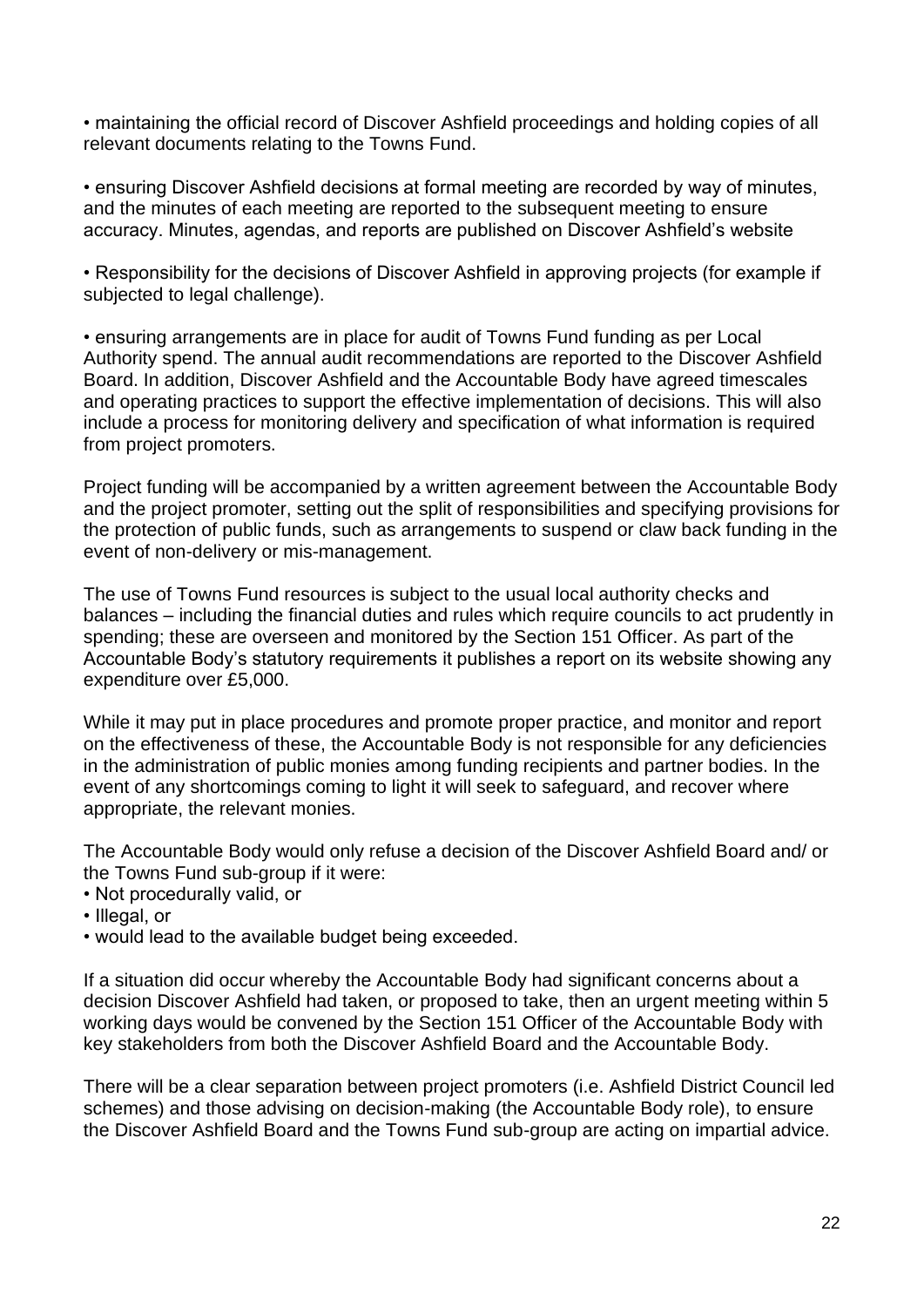- maintaining the official record of Discover Ashfield proceedings and holding copies of all relevant documents relating to the Towns Fund.

- ensuring Discover Ashfield decisions at formal meeting are recorded by way of minutes, and the minutes of each meeting are reported to the subsequent meeting to ensure accuracy. Minutes, agendas, and reports are published on Discover Ashfield's website

- Responsibility for the decisions of Discover Ashfield in approving projects (for example if subjected to legal challenge).

- ensuring arrangements are in place for audit of Towns Fund funding as per Local Authority spend. The annual audit recommendations are reported to the Discover Ashfield Board. In addition, Discover Ashfield and the Accountable Body have agreed timescales and operating practices to support the effective implementation of decisions. This will also include a process for monitoring delivery and specification of what information is required from project promoters.

Project funding will be accompanied by a written agreement between the Accountable Body and the project promoter, setting out the split of responsibilities and specifying provisions for the protection of public funds, such as arrangements to suspend or claw back funding in the event of non-delivery or mis-management.

The use of Towns Fund resources is subject to the usual local authority checks and balances – including the financial duties and rules which require councils to act prudently in spending; these are overseen and monitored by the Section 151 Officer. As part of the Accountable Body's statutory requirements it publishes a report on its website showing any expenditure over £5,000.

While it may put in place procedures and promote proper practice, and monitor and report on the effectiveness of these, the Accountable Body is not responsible for any deficiencies in the administration of public monies among funding recipients and partner bodies. In the event of any shortcomings coming to light it will seek to safeguard, and recover where appropriate, the relevant monies.

The Accountable Body would only refuse a decision of the Discover Ashfield Board and/ or the Towns Fund sub-group if it were:

- Not procedurally valid, or
- Illegal, or
- would lead to the available budget being exceeded.

If a situation did occur whereby the Accountable Body had significant concerns about a decision Discover Ashfield had taken, or proposed to take, then an urgent meeting within 5 working days would be convened by the Section 151 Officer of the Accountable Body with key stakeholders from both the Discover Ashfield Board and the Accountable Body.

There will be a clear separation between project promoters (i.e. Ashfield District Council led schemes) and those advising on decision-making (the Accountable Body role), to ensure the Discover Ashfield Board and the Towns Fund sub-group are acting on impartial advice.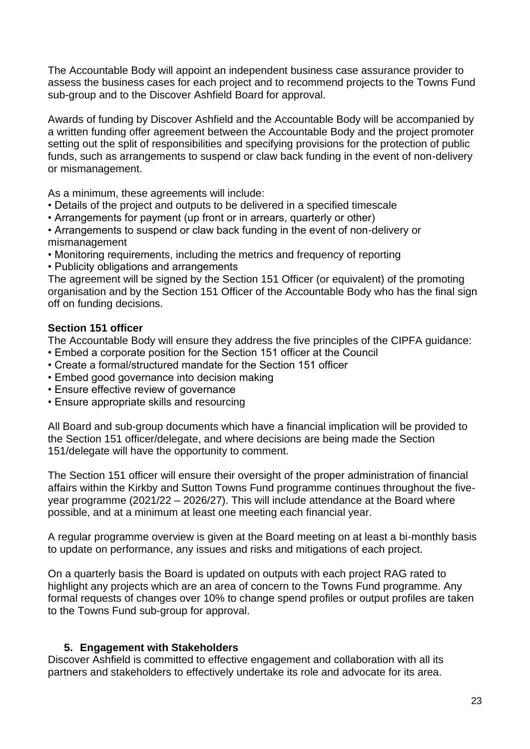The Accountable Body will appoint an independent business case assurance provider to assess the business cases for each project and to recommend projects to the Towns Fund sub-group and to the Discover Ashfield Board for approval.

Awards of funding by Discover Ashfield and the Accountable Body will be accompanied by a written funding offer agreement between the Accountable Body and the project promoter setting out the split of responsibilities and specifying provisions for the protection of public funds, such as arrangements to suspend or claw back funding in the event of non-delivery or mismanagement.

As a minimum, these agreements will include:

- Details of the project and outputs to be delivered in a specified timescale
- Arrangements for payment (up front or in arrears, quarterly or other)
- Arrangements to suspend or claw back funding in the event of non-delivery or mismanagement
- Monitoring requirements, including the metrics and frequency of reporting
- Publicity obligations and arrangements

The agreement will be signed by the Section 151 Officer (or equivalent) of the promoting organisation and by the Section 151 Officer of the Accountable Body who has the final sign off on funding decisions.

**Section 151 officer**

The Accountable Body will ensure they address the five principles of the CIPFA guidance:

- Embed a corporate position for the Section 151 officer at the Council
- Create a formal/structured mandate for the Section 151 officer
- Embed good governance into decision making
- Ensure effective review of governance
- Ensure appropriate skills and resourcing

All Board and sub-group documents which have a financial implication will be provided to the Section 151 officer/delegate, and where decisions are being made the Section 151/delegate will have the opportunity to comment.

The Section 151 officer will ensure their oversight of the proper administration of financial affairs within the Kirkby and Sutton Towns Fund programme continues throughout the five-year programme (2021/22 – 2026/27). This will include attendance at the Board where possible, and at a minimum at least one meeting each financial year.

A regular programme overview is given at the Board meeting on at least a bi-monthly basis to update on performance, any issues and risks and mitigations of each project.

On a quarterly basis the Board is updated on outputs with each project RAG rated to highlight any projects which are an area of concern to the Towns Fund programme. Any formal requests of changes over 10% to change spend profiles or output profiles are taken to the Towns Fund sub-group for approval.

## 5. Engagement with Stakeholders

Discover Ashfield is committed to effective engagement and collaboration with all its partners and stakeholders to effectively undertake its role and advocate for its area.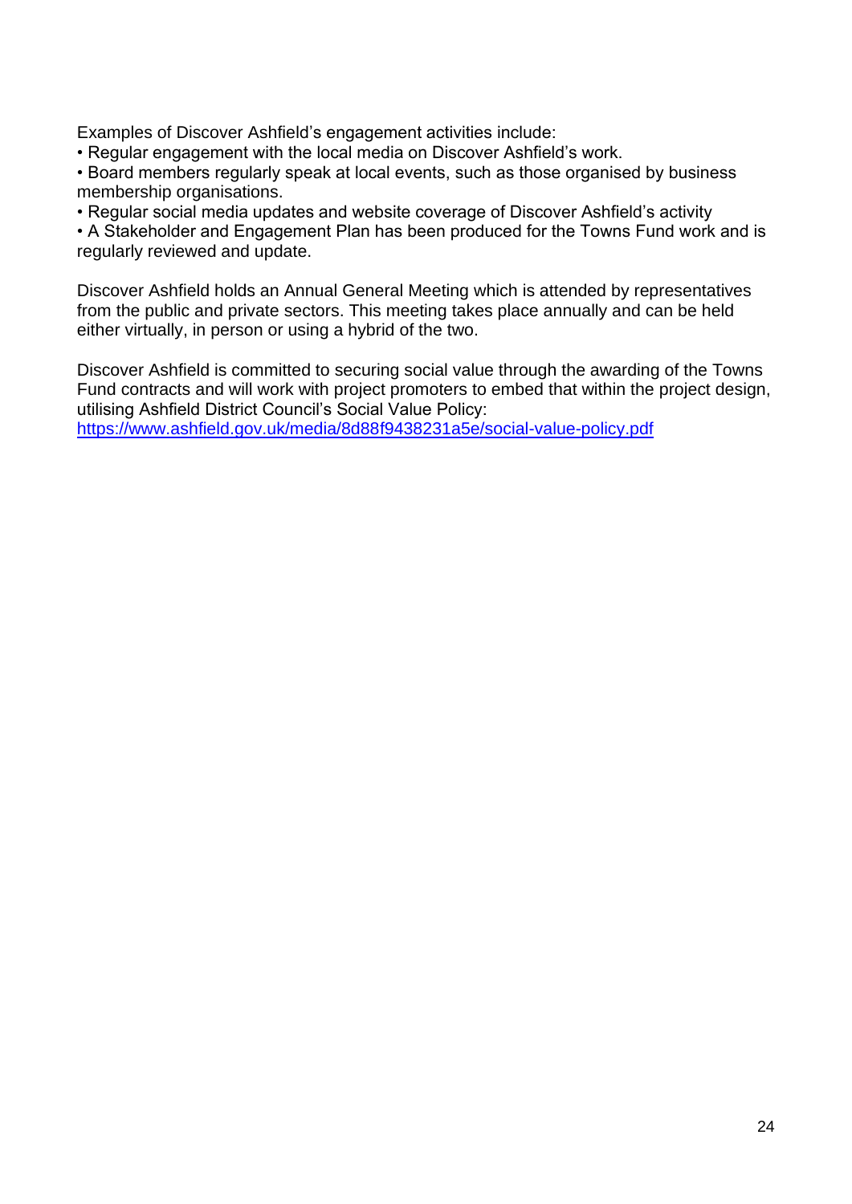Examples of Discover Ashfield's engagement activities include:

- Regular engagement with the local media on Discover Ashfield's work.
- Board members regularly speak at local events, such as those organised by business membership organisations.
- Regular social media updates and website coverage of Discover Ashfield's activity
- A Stakeholder and Engagement Plan has been produced for the Towns Fund work and is regularly reviewed and update.

Discover Ashfield holds an Annual General Meeting which is attended by representatives from the public and private sectors. This meeting takes place annually and can be held either virtually, in person or using a hybrid of the two.

Discover Ashfield is committed to securing social value through the awarding of the Towns Fund contracts and will work with project promoters to embed that within the project design, utilising Ashfield District Council's Social Value Policy:
https://www.ashfield.gov.uk/media/8d88f9438231a5e/social-value-policy.pdf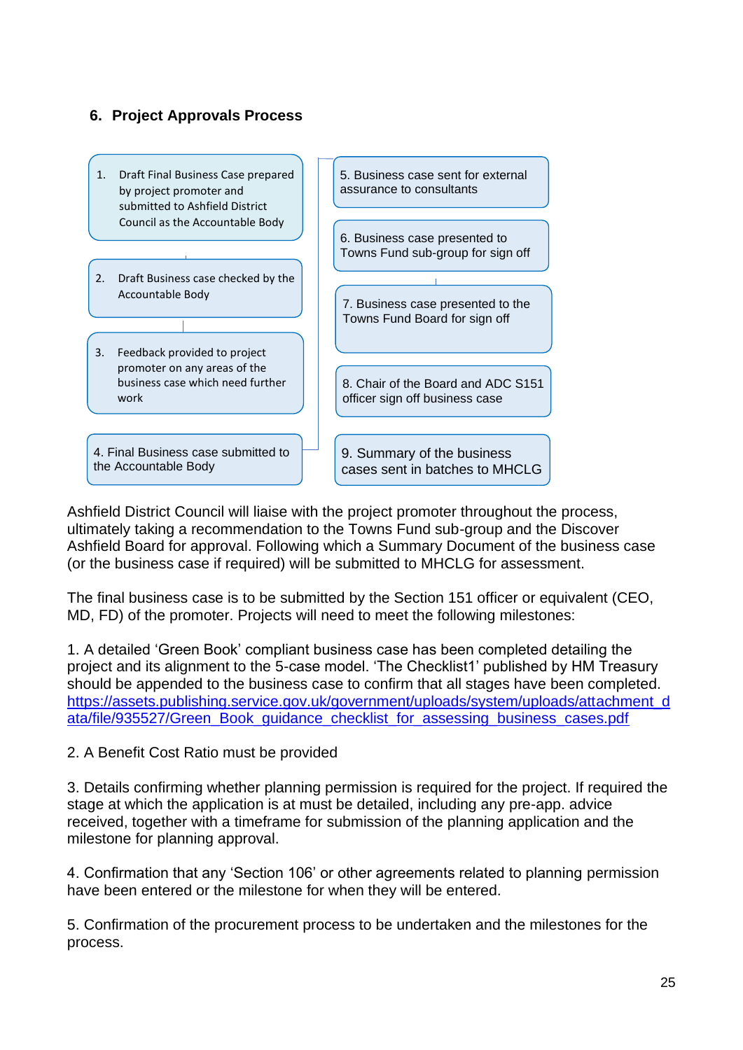## 6. Project Approvals Process

1. Draft Final Business Case prepared by project promoter and submitted to Ashfield District Council as the Accountable Body
2. Draft Business case checked by the Accountable Body
3. Feedback provided to project promoter on any areas of the business case which need further work
4. Final Business case submitted to the Accountable Body
5. Business case sent for external assurance to consultants
6. Business case presented to Towns Fund sub-group for sign off
7. Business case presented to the Towns Fund Board for sign off
8. Chair of the Board and ADC S151 officer sign off business case
9. Summary of the business cases sent in batches to MHCLG

Ashfield District Council will liaise with the project promoter throughout the process, ultimately taking a recommendation to the Towns Fund sub-group and the Discover Ashfield Board for approval. Following which a Summary Document of the business case (or the business case if required) will be submitted to MHCLG for assessment.

The final business case is to be submitted by the Section 151 officer or equivalent (CEO, MD, FD) of the promoter. Projects will need to meet the following milestones:

1. A detailed 'Green Book' compliant business case has been completed detailing the project and its alignment to the 5-case model. 'The Checklist1' published by HM Treasury should be appended to the business case to confirm that all stages have been completed. https://assets.publishing.service.gov.uk/government/uploads/system/uploads/attachment_data/file/935527/Green_Book_guidance_checklist_for_assessing_business_cases.pdf

2. A Benefit Cost Ratio must be provided

3. Details confirming whether planning permission is required for the project. If required the stage at which the application is at must be detailed, including any pre-app. advice received, together with a timeframe for submission of the planning application and the milestone for planning approval.

4. Confirmation that any 'Section 106' or other agreements related to planning permission have been entered or the milestone for when they will be entered.

5. Confirmation of the procurement process to be undertaken and the milestones for the process.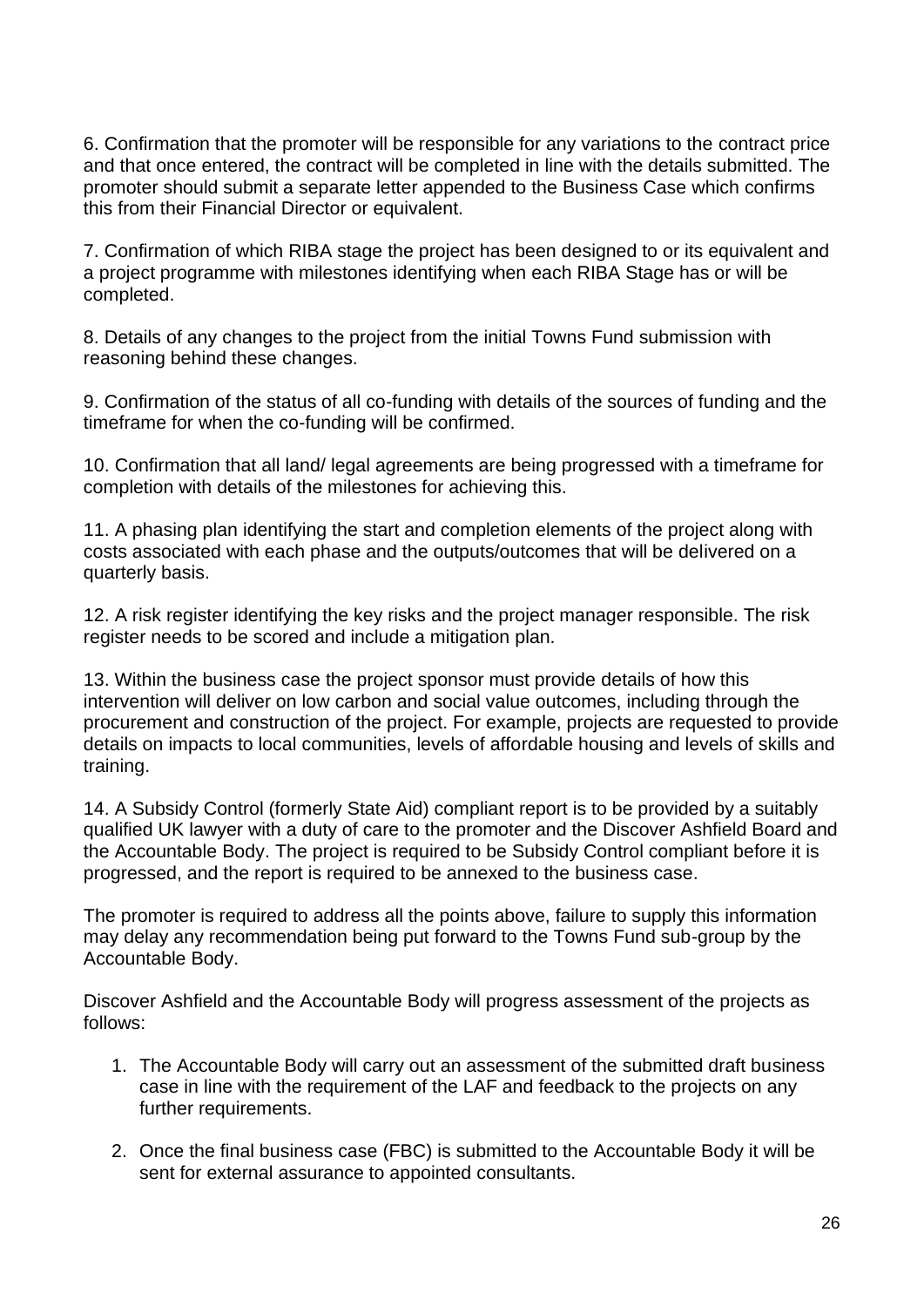6. Confirmation that the promoter will be responsible for any variations to the contract price and that once entered, the contract will be completed in line with the details submitted. The promoter should submit a separate letter appended to the Business Case which confirms this from their Financial Director or equivalent.

7. Confirmation of which RIBA stage the project has been designed to or its equivalent and a project programme with milestones identifying when each RIBA Stage has or will be completed.

8. Details of any changes to the project from the initial Towns Fund submission with reasoning behind these changes.

9. Confirmation of the status of all co-funding with details of the sources of funding and the timeframe for when the co-funding will be confirmed.

10. Confirmation that all land/ legal agreements are being progressed with a timeframe for completion with details of the milestones for achieving this.

11. A phasing plan identifying the start and completion elements of the project along with costs associated with each phase and the outputs/outcomes that will be delivered on a quarterly basis.

12. A risk register identifying the key risks and the project manager responsible. The risk register needs to be scored and include a mitigation plan.

13. Within the business case the project sponsor must provide details of how this intervention will deliver on low carbon and social value outcomes, including through the procurement and construction of the project. For example, projects are requested to provide details on impacts to local communities, levels of affordable housing and levels of skills and training.

14. A Subsidy Control (formerly State Aid) compliant report is to be provided by a suitably qualified UK lawyer with a duty of care to the promoter and the Discover Ashfield Board and the Accountable Body. The project is required to be Subsidy Control compliant before it is progressed, and the report is required to be annexed to the business case.

The promoter is required to address all the points above, failure to supply this information may delay any recommendation being put forward to the Towns Fund sub-group by the Accountable Body.

Discover Ashfield and the Accountable Body will progress assessment of the projects as follows:

1. The Accountable Body will carry out an assessment of the submitted draft business case in line with the requirement of the LAF and feedback to the projects on any further requirements.

2. Once the final business case (FBC) is submitted to the Accountable Body it will be sent for external assurance to appointed consultants.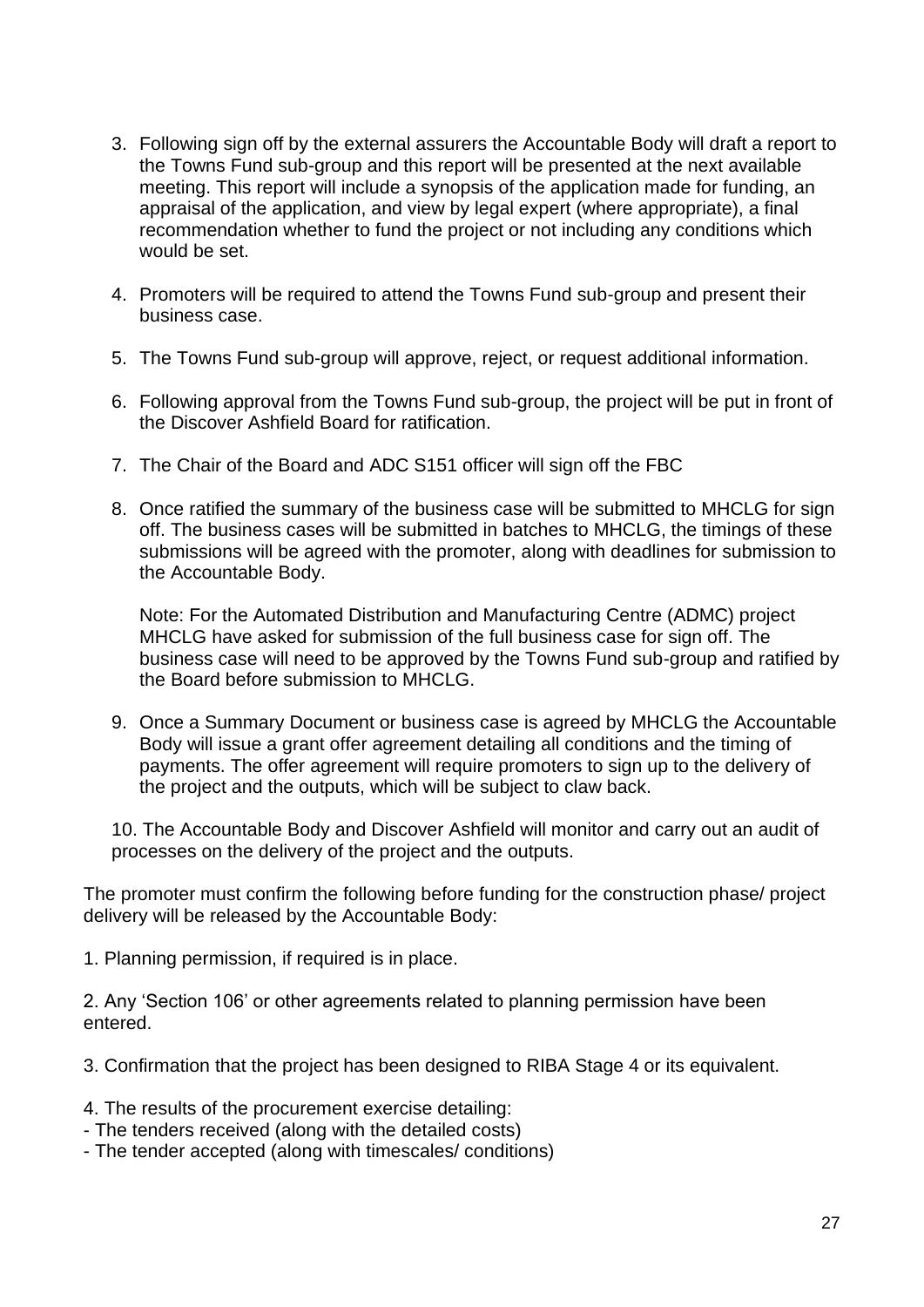3. Following sign off by the external assurers the Accountable Body will draft a report to the Towns Fund sub-group and this report will be presented at the next available meeting. This report will include a synopsis of the application made for funding, an appraisal of the application, and view by legal expert (where appropriate), a final recommendation whether to fund the project or not including any conditions which would be set.

4. Promoters will be required to attend the Towns Fund sub-group and present their business case.

5. The Towns Fund sub-group will approve, reject, or request additional information.

6. Following approval from the Towns Fund sub-group, the project will be put in front of the Discover Ashfield Board for ratification.

7. The Chair of the Board and ADC S151 officer will sign off the FBC

8. Once ratified the summary of the business case will be submitted to MHCLG for sign off. The business cases will be submitted in batches to MHCLG, the timings of these submissions will be agreed with the promoter, along with deadlines for submission to the Accountable Body.

   Note: For the Automated Distribution and Manufacturing Centre (ADMC) project MHCLG have asked for submission of the full business case for sign off. The business case will need to be approved by the Towns Fund sub-group and ratified by the Board before submission to MHCLG.

9. Once a Summary Document or business case is agreed by MHCLG the Accountable Body will issue a grant offer agreement detailing all conditions and the timing of payments. The offer agreement will require promoters to sign up to the delivery of the project and the outputs, which will be subject to claw back.

10. The Accountable Body and Discover Ashfield will monitor and carry out an audit of processes on the delivery of the project and the outputs.

The promoter must confirm the following before funding for the construction phase/ project delivery will be released by the Accountable Body:

1. Planning permission, if required is in place.

2. Any 'Section 106' or other agreements related to planning permission have been entered.

3. Confirmation that the project has been designed to RIBA Stage 4 or its equivalent.

4. The results of the procurement exercise detailing:
- The tenders received (along with the detailed costs)
- The tender accepted (along with timescales/ conditions)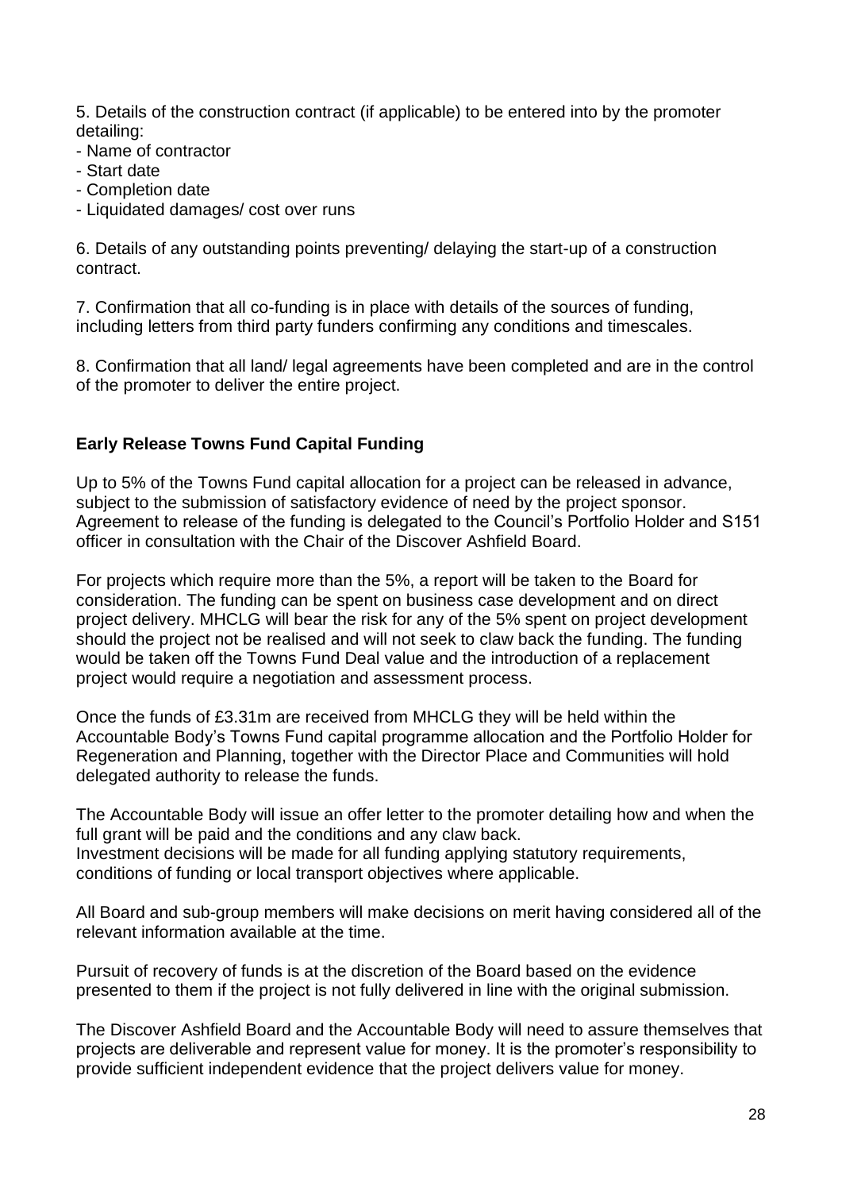5. Details of the construction contract (if applicable) to be entered into by the promoter detailing:
- Name of contractor
- Start date
- Completion date
- Liquidated damages/ cost over runs

6. Details of any outstanding points preventing/ delaying the start-up of a construction contract.

7. Confirmation that all co-funding is in place with details of the sources of funding, including letters from third party funders confirming any conditions and timescales.

8. Confirmation that all land/ legal agreements have been completed and are in the control of the promoter to deliver the entire project.

**Early Release Towns Fund Capital Funding**

Up to 5% of the Towns Fund capital allocation for a project can be released in advance, subject to the submission of satisfactory evidence of need by the project sponsor. Agreement to release of the funding is delegated to the Council's Portfolio Holder and S151 officer in consultation with the Chair of the Discover Ashfield Board.

For projects which require more than the 5%, a report will be taken to the Board for consideration. The funding can be spent on business case development and on direct project delivery. MHCLG will bear the risk for any of the 5% spent on project development should the project not be realised and will not seek to claw back the funding. The funding would be taken off the Towns Fund Deal value and the introduction of a replacement project would require a negotiation and assessment process.

Once the funds of £3.31m are received from MHCLG they will be held within the Accountable Body's Towns Fund capital programme allocation and the Portfolio Holder for Regeneration and Planning, together with the Director Place and Communities will hold delegated authority to release the funds.

The Accountable Body will issue an offer letter to the promoter detailing how and when the full grant will be paid and the conditions and any claw back.
Investment decisions will be made for all funding applying statutory requirements, conditions of funding or local transport objectives where applicable.

All Board and sub-group members will make decisions on merit having considered all of the relevant information available at the time.

Pursuit of recovery of funds is at the discretion of the Board based on the evidence presented to them if the project is not fully delivered in line with the original submission.

The Discover Ashfield Board and the Accountable Body will need to assure themselves that projects are deliverable and represent value for money. It is the promoter's responsibility to provide sufficient independent evidence that the project delivers value for money.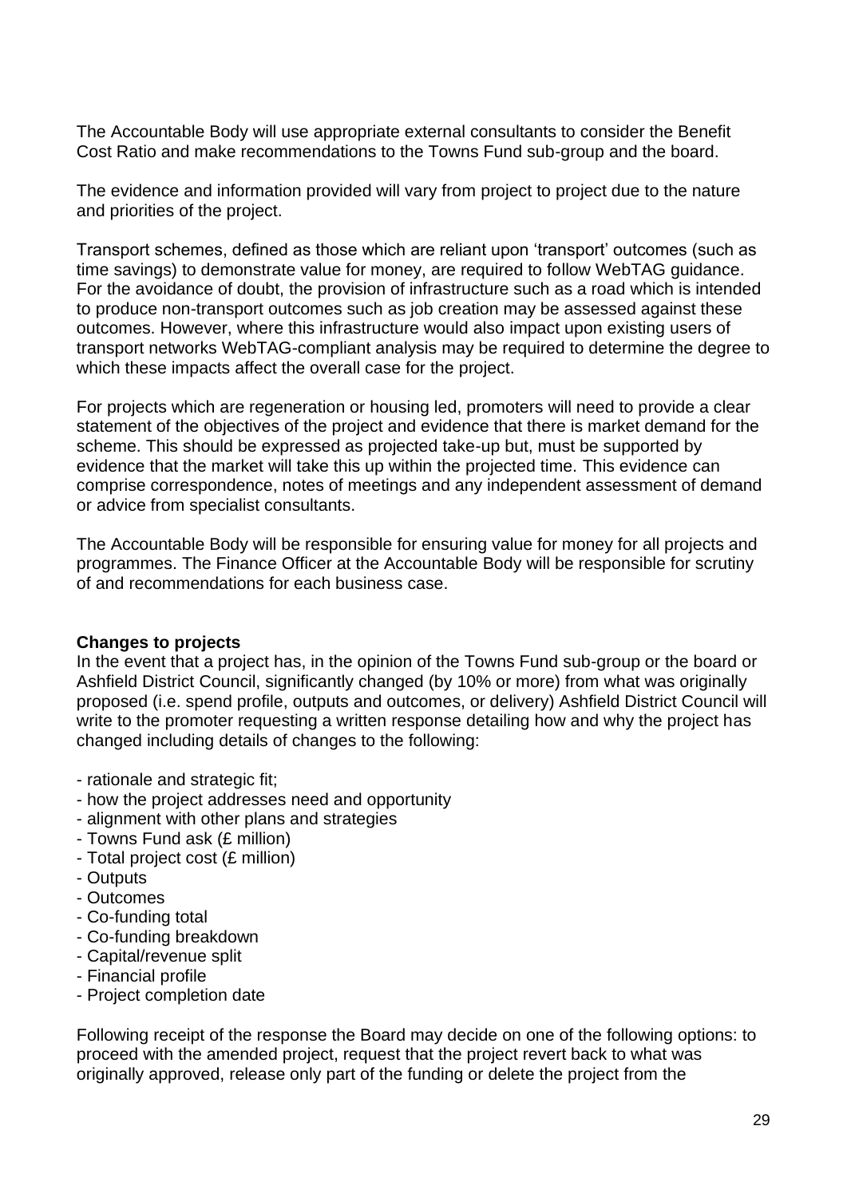The Accountable Body will use appropriate external consultants to consider the Benefit Cost Ratio and make recommendations to the Towns Fund sub-group and the board.

The evidence and information provided will vary from project to project due to the nature and priorities of the project.

Transport schemes, defined as those which are reliant upon 'transport' outcomes (such as time savings) to demonstrate value for money, are required to follow WebTAG guidance. For the avoidance of doubt, the provision of infrastructure such as a road which is intended to produce non-transport outcomes such as job creation may be assessed against these outcomes. However, where this infrastructure would also impact upon existing users of transport networks WebTAG-compliant analysis may be required to determine the degree to which these impacts affect the overall case for the project.

For projects which are regeneration or housing led, promoters will need to provide a clear statement of the objectives of the project and evidence that there is market demand for the scheme. This should be expressed as projected take-up but, must be supported by evidence that the market will take this up within the projected time. This evidence can comprise correspondence, notes of meetings and any independent assessment of demand or advice from specialist consultants.

The Accountable Body will be responsible for ensuring value for money for all projects and programmes. The Finance Officer at the Accountable Body will be responsible for scrutiny of and recommendations for each business case.

**Changes to projects**

In the event that a project has, in the opinion of the Towns Fund sub-group or the board or Ashfield District Council, significantly changed (by 10% or more) from what was originally proposed (i.e. spend profile, outputs and outcomes, or delivery) Ashfield District Council will write to the promoter requesting a written response detailing how and why the project has changed including details of changes to the following:

- rationale and strategic fit;
- how the project addresses need and opportunity
- alignment with other plans and strategies
- Towns Fund ask (£ million)
- Total project cost (£ million)
- Outputs
- Outcomes
- Co-funding total
- Co-funding breakdown
- Capital/revenue split
- Financial profile
- Project completion date

Following receipt of the response the Board may decide on one of the following options: to proceed with the amended project, request that the project revert back to what was originally approved, release only part of the funding or delete the project from the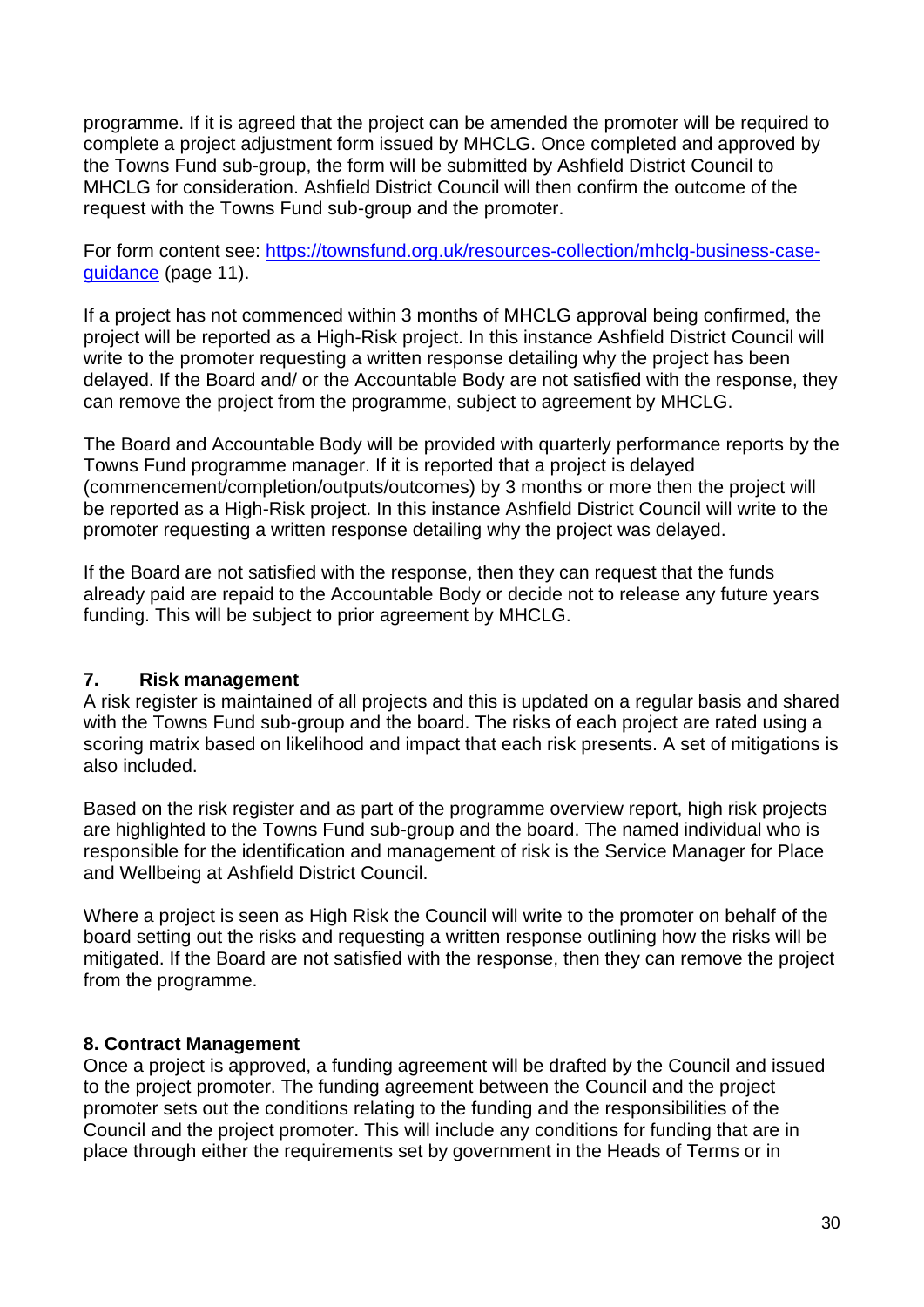programme. If it is agreed that the project can be amended the promoter will be required to complete a project adjustment form issued by MHCLG. Once completed and approved by the Towns Fund sub-group, the form will be submitted by Ashfield District Council to MHCLG for consideration. Ashfield District Council will then confirm the outcome of the request with the Towns Fund sub-group and the promoter.

For form content see: [https://townsfund.org.uk/resources-collection/mhclg-business-case-guidance](https://townsfund.org.uk/resources-collection/mhclg-business-case-guidance) (page 11).

If a project has not commenced within 3 months of MHCLG approval being confirmed, the project will be reported as a High-Risk project. In this instance Ashfield District Council will write to the promoter requesting a written response detailing why the project has been delayed. If the Board and/ or the Accountable Body are not satisfied with the response, they can remove the project from the programme, subject to agreement by MHCLG.

The Board and Accountable Body will be provided with quarterly performance reports by the Towns Fund programme manager. If it is reported that a project is delayed (commencement/completion/outputs/outcomes) by 3 months or more then the project will be reported as a High-Risk project. In this instance Ashfield District Council will write to the promoter requesting a written response detailing why the project was delayed.

If the Board are not satisfied with the response, then they can request that the funds already paid are repaid to the Accountable Body or decide not to release any future years funding. This will be subject to prior agreement by MHCLG.

## 7. Risk management

A risk register is maintained of all projects and this is updated on a regular basis and shared with the Towns Fund sub-group and the board. The risks of each project are rated using a scoring matrix based on likelihood and impact that each risk presents. A set of mitigations is also included.

Based on the risk register and as part of the programme overview report, high risk projects are highlighted to the Towns Fund sub-group and the board. The named individual who is responsible for the identification and management of risk is the Service Manager for Place and Wellbeing at Ashfield District Council.

Where a project is seen as High Risk the Council will write to the promoter on behalf of the board setting out the risks and requesting a written response outlining how the risks will be mitigated. If the Board are not satisfied with the response, then they can remove the project from the programme.

## 8. Contract Management

Once a project is approved, a funding agreement will be drafted by the Council and issued to the project promoter. The funding agreement between the Council and the project promoter sets out the conditions relating to the funding and the responsibilities of the Council and the project promoter. This will include any conditions for funding that are in place through either the requirements set by government in the Heads of Terms or in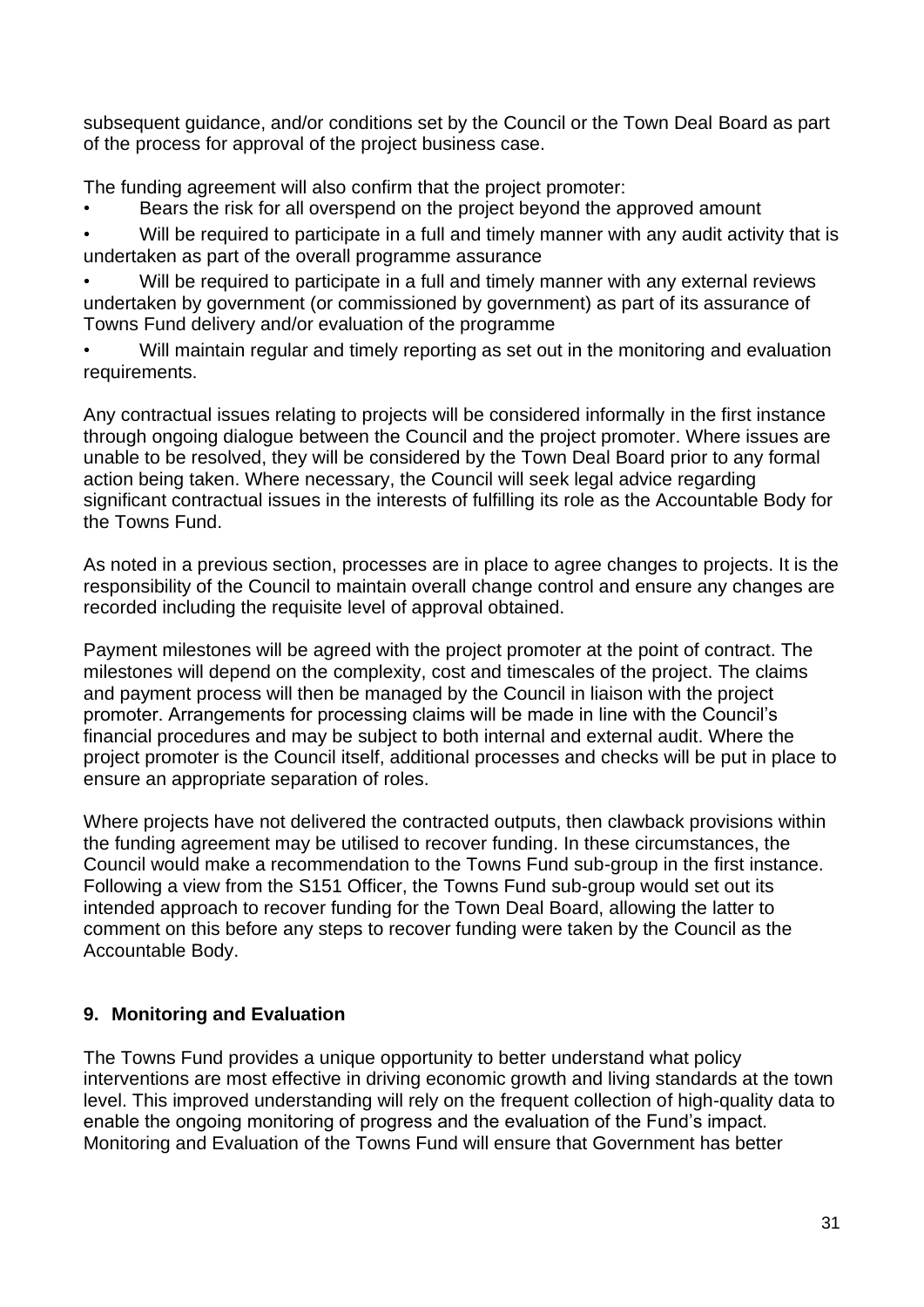subsequent guidance, and/or conditions set by the Council or the Town Deal Board as part of the process for approval of the project business case.

The funding agreement will also confirm that the project promoter:

- Bears the risk for all overspend on the project beyond the approved amount
- Will be required to participate in a full and timely manner with any audit activity that is undertaken as part of the overall programme assurance
- Will be required to participate in a full and timely manner with any external reviews undertaken by government (or commissioned by government) as part of its assurance of Towns Fund delivery and/or evaluation of the programme
- Will maintain regular and timely reporting as set out in the monitoring and evaluation requirements.

Any contractual issues relating to projects will be considered informally in the first instance through ongoing dialogue between the Council and the project promoter. Where issues are unable to be resolved, they will be considered by the Town Deal Board prior to any formal action being taken. Where necessary, the Council will seek legal advice regarding significant contractual issues in the interests of fulfilling its role as the Accountable Body for the Towns Fund.

As noted in a previous section, processes are in place to agree changes to projects. It is the responsibility of the Council to maintain overall change control and ensure any changes are recorded including the requisite level of approval obtained.

Payment milestones will be agreed with the project promoter at the point of contract. The milestones will depend on the complexity, cost and timescales of the project. The claims and payment process will then be managed by the Council in liaison with the project promoter. Arrangements for processing claims will be made in line with the Council's financial procedures and may be subject to both internal and external audit. Where the project promoter is the Council itself, additional processes and checks will be put in place to ensure an appropriate separation of roles.

Where projects have not delivered the contracted outputs, then clawback provisions within the funding agreement may be utilised to recover funding. In these circumstances, the Council would make a recommendation to the Towns Fund sub-group in the first instance. Following a view from the S151 Officer, the Towns Fund sub-group would set out its intended approach to recover funding for the Town Deal Board, allowing the latter to comment on this before any steps to recover funding were taken by the Council as the Accountable Body.

## 9. Monitoring and Evaluation

The Towns Fund provides a unique opportunity to better understand what policy interventions are most effective in driving economic growth and living standards at the town level. This improved understanding will rely on the frequent collection of high-quality data to enable the ongoing monitoring of progress and the evaluation of the Fund's impact. Monitoring and Evaluation of the Towns Fund will ensure that Government has better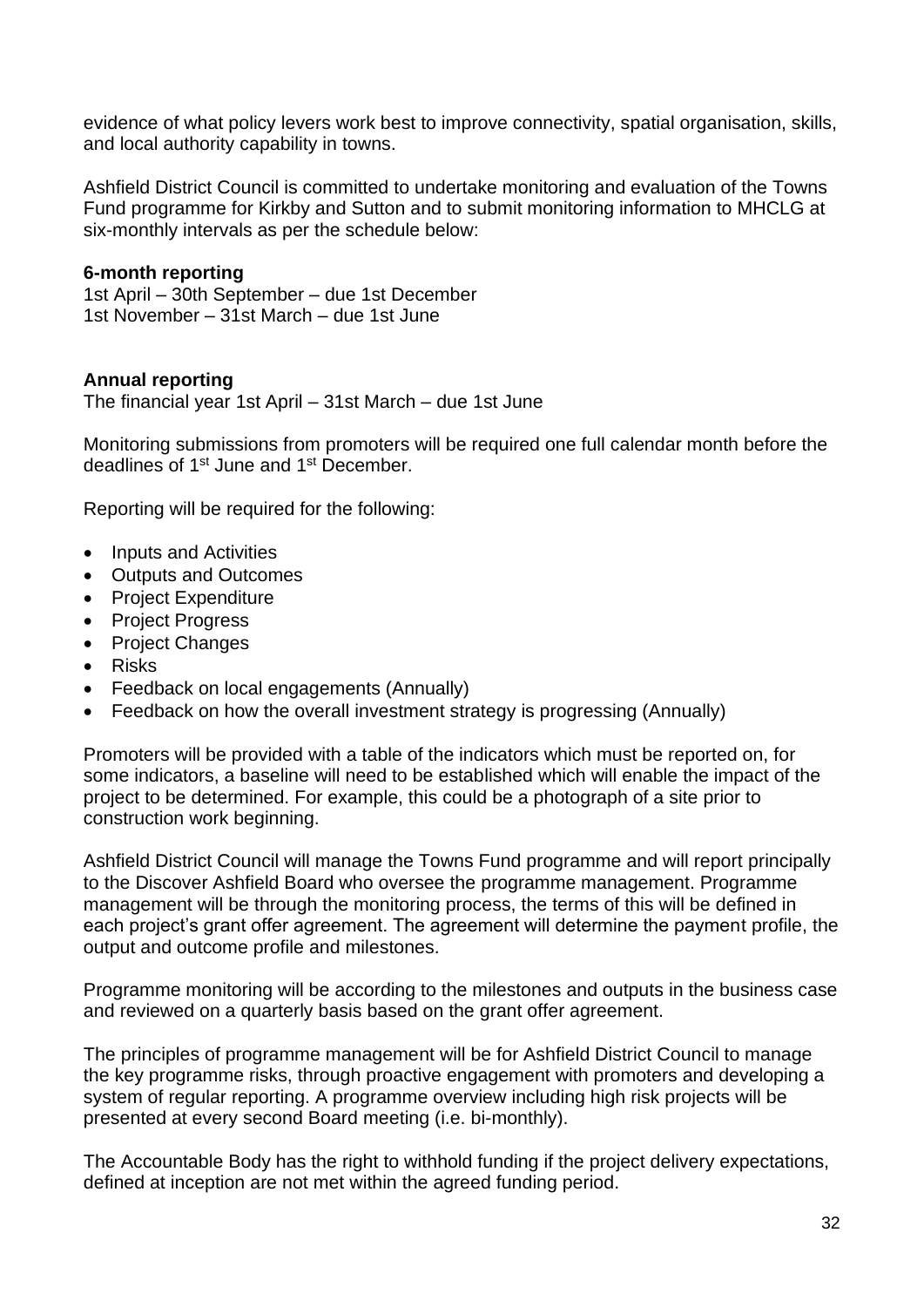evidence of what policy levers work best to improve connectivity, spatial organisation, skills, and local authority capability in towns.

Ashfield District Council is committed to undertake monitoring and evaluation of the Towns Fund programme for Kirkby and Sutton and to submit monitoring information to MHCLG at six-monthly intervals as per the schedule below:

**6-month reporting**
1st April – 30th September – due 1st December
1st November – 31st March – due 1st June

**Annual reporting**
The financial year 1st April – 31st March – due 1st June

Monitoring submissions from promoters will be required one full calendar month before the deadlines of 1st June and 1st December.

Reporting will be required for the following:

- Inputs and Activities
- Outputs and Outcomes
- Project Expenditure
- Project Progress
- Project Changes
- Risks
- Feedback on local engagements (Annually)
- Feedback on how the overall investment strategy is progressing (Annually)

Promoters will be provided with a table of the indicators which must be reported on, for some indicators, a baseline will need to be established which will enable the impact of the project to be determined. For example, this could be a photograph of a site prior to construction work beginning.

Ashfield District Council will manage the Towns Fund programme and will report principally to the Discover Ashfield Board who oversee the programme management. Programme management will be through the monitoring process, the terms of this will be defined in each project's grant offer agreement. The agreement will determine the payment profile, the output and outcome profile and milestones.

Programme monitoring will be according to the milestones and outputs in the business case and reviewed on a quarterly basis based on the grant offer agreement.

The principles of programme management will be for Ashfield District Council to manage the key programme risks, through proactive engagement with promoters and developing a system of regular reporting. A programme overview including high risk projects will be presented at every second Board meeting (i.e. bi-monthly).

The Accountable Body has the right to withhold funding if the project delivery expectations, defined at inception are not met within the agreed funding period.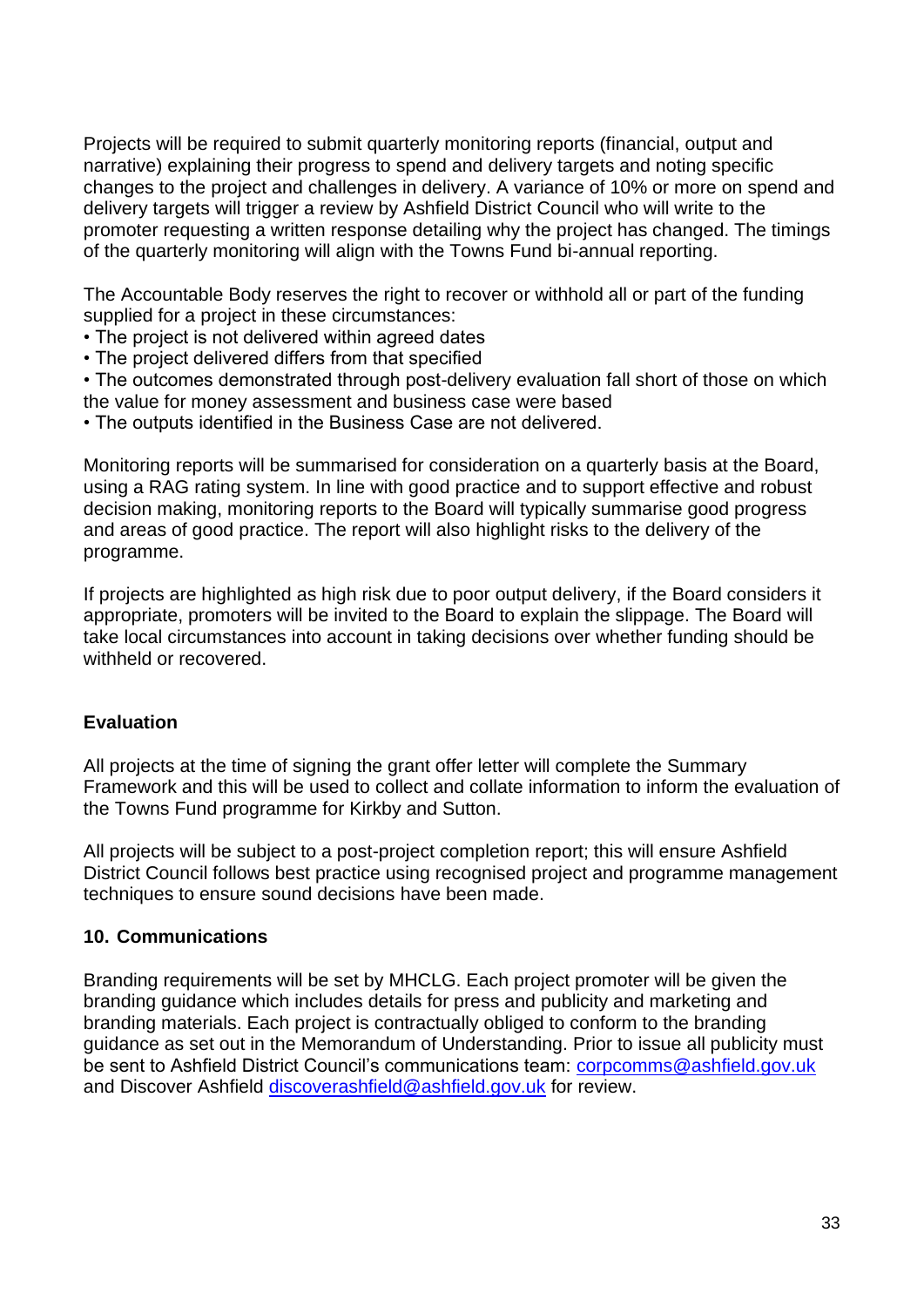Projects will be required to submit quarterly monitoring reports (financial, output and narrative) explaining their progress to spend and delivery targets and noting specific changes to the project and challenges in delivery. A variance of 10% or more on spend and delivery targets will trigger a review by Ashfield District Council who will write to the promoter requesting a written response detailing why the project has changed. The timings of the quarterly monitoring will align with the Towns Fund bi-annual reporting.

The Accountable Body reserves the right to recover or withhold all or part of the funding supplied for a project in these circumstances:

- The project is not delivered within agreed dates
- The project delivered differs from that specified
- The outcomes demonstrated through post-delivery evaluation fall short of those on which the value for money assessment and business case were based
- The outputs identified in the Business Case are not delivered.

Monitoring reports will be summarised for consideration on a quarterly basis at the Board, using a RAG rating system. In line with good practice and to support effective and robust decision making, monitoring reports to the Board will typically summarise good progress and areas of good practice. The report will also highlight risks to the delivery of the programme.

If projects are highlighted as high risk due to poor output delivery, if the Board considers it appropriate, promoters will be invited to the Board to explain the slippage. The Board will take local circumstances into account in taking decisions over whether funding should be withheld or recovered.

**Evaluation**

All projects at the time of signing the grant offer letter will complete the Summary Framework and this will be used to collect and collate information to inform the evaluation of the Towns Fund programme for Kirkby and Sutton.

All projects will be subject to a post-project completion report; this will ensure Ashfield District Council follows best practice using recognised project and programme management techniques to ensure sound decisions have been made.

## 10. Communications

Branding requirements will be set by MHCLG. Each project promoter will be given the branding guidance which includes details for press and publicity and marketing and branding materials. Each project is contractually obliged to conform to the branding guidance as set out in the Memorandum of Understanding. Prior to issue all publicity must be sent to Ashfield District Council's communications team: corpcomms@ashfield.gov.uk and Discover Ashfield discoverashfield@ashfield.gov.uk for review.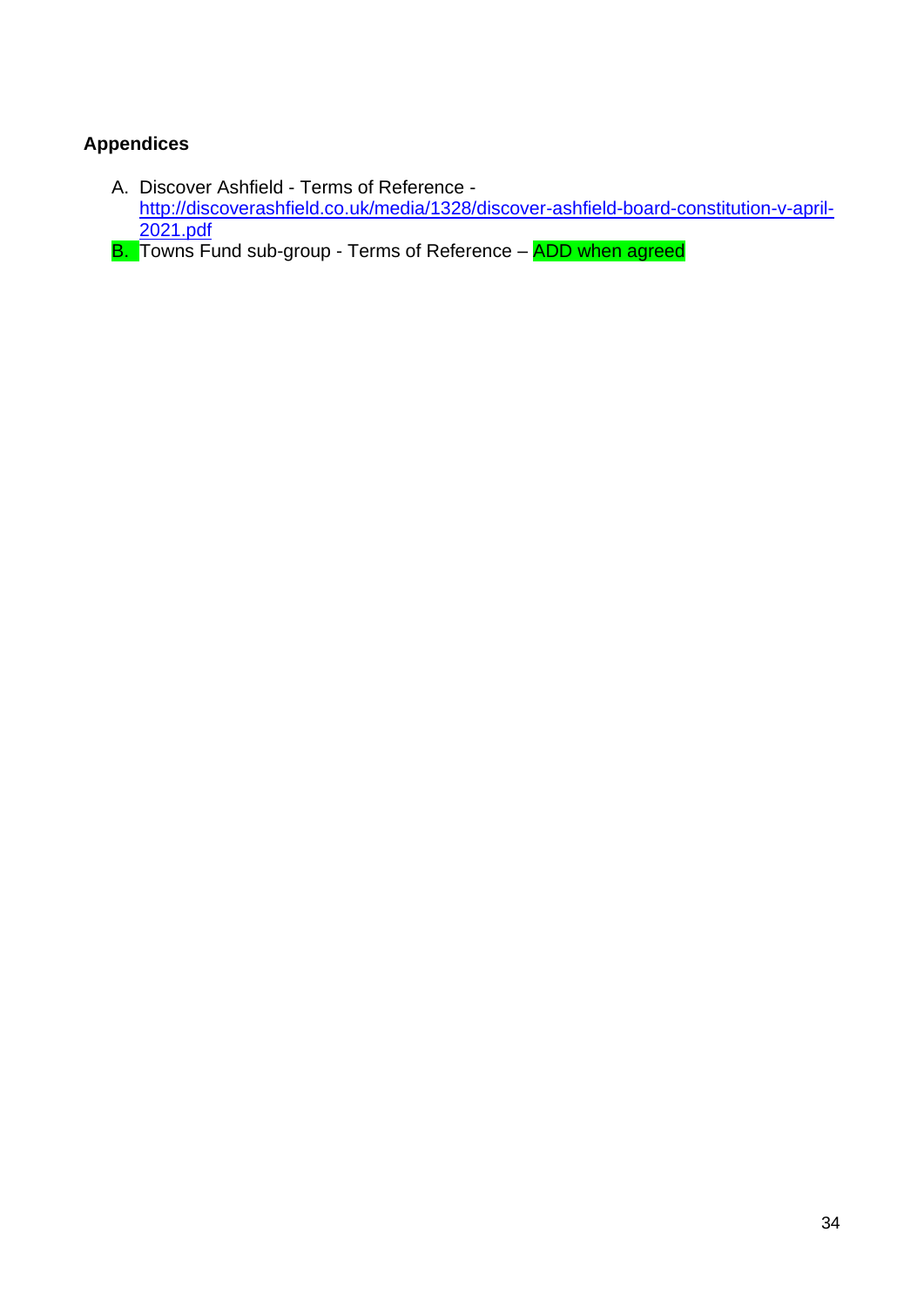**Appendices**

A. Discover Ashfield - Terms of Reference - [http://discoverashfield.co.uk/media/1328/discover-ashfield-board-constitution-v-april-2021.pdf](http://discoverashfield.co.uk/media/1328/discover-ashfield-board-constitution-v-april-2021.pdf)
B. Towns Fund sub-group - Terms of Reference – ADD when agreed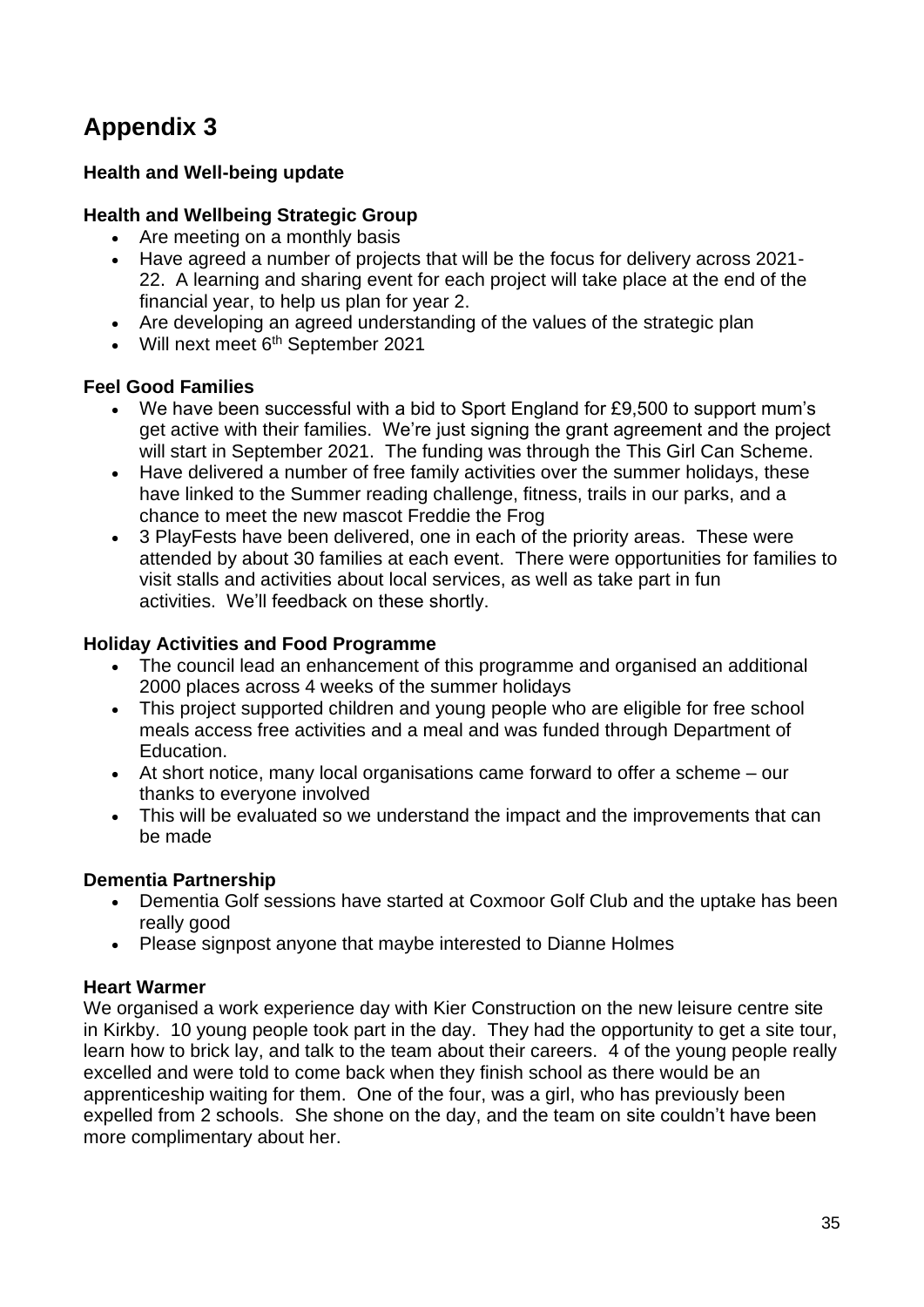# Appendix 3

**Health and Well-being update**

**Health and Wellbeing Strategic Group**

- Are meeting on a monthly basis
- Have agreed a number of projects that will be the focus for delivery across 2021-22. A learning and sharing event for each project will take place at the end of the financial year, to help us plan for year 2.
- Are developing an agreed understanding of the values of the strategic plan
- Will next meet 6th September 2021

**Feel Good Families**

- We have been successful with a bid to Sport England for £9,500 to support mum's get active with their families. We're just signing the grant agreement and the project will start in September 2021. The funding was through the This Girl Can Scheme.
- Have delivered a number of free family activities over the summer holidays, these have linked to the Summer reading challenge, fitness, trails in our parks, and a chance to meet the new mascot Freddie the Frog
- 3 PlayFests have been delivered, one in each of the priority areas. These were attended by about 30 families at each event. There were opportunities for families to visit stalls and activities about local services, as well as take part in fun activities. We'll feedback on these shortly.

**Holiday Activities and Food Programme**

- The council lead an enhancement of this programme and organised an additional 2000 places across 4 weeks of the summer holidays
- This project supported children and young people who are eligible for free school meals access free activities and a meal and was funded through Department of Education.
- At short notice, many local organisations came forward to offer a scheme – our thanks to everyone involved
- This will be evaluated so we understand the impact and the improvements that can be made

**Dementia Partnership**

- Dementia Golf sessions have started at Coxmoor Golf Club and the uptake has been really good
- Please signpost anyone that maybe interested to Dianne Holmes

**Heart Warmer**

We organised a work experience day with Kier Construction on the new leisure centre site in Kirkby. 10 young people took part in the day. They had the opportunity to get a site tour, learn how to brick lay, and talk to the team about their careers. 4 of the young people really excelled and were told to come back when they finish school as there would be an apprenticeship waiting for them. One of the four, was a girl, who has previously been expelled from 2 schools. She shone on the day, and the team on site couldn't have been more complimentary about her.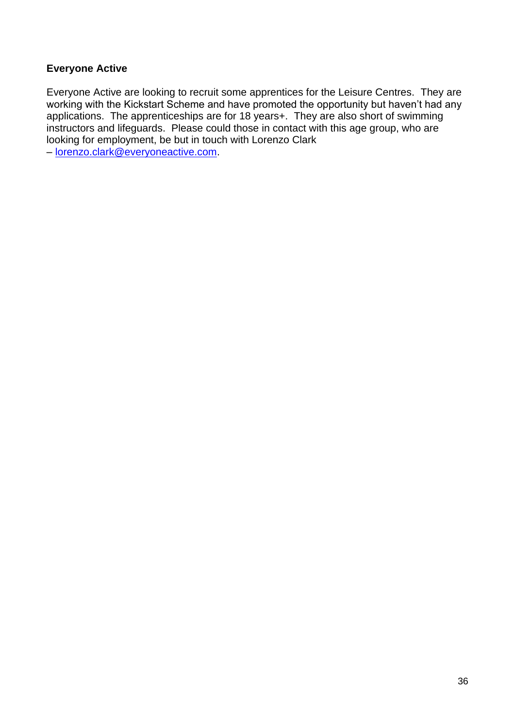**Everyone Active**

Everyone Active are looking to recruit some apprentices for the Leisure Centres. They are working with the Kickstart Scheme and have promoted the opportunity but haven't had any applications. The apprenticeships are for 18 years+. They are also short of swimming instructors and lifeguards. Please could those in contact with this age group, who are looking for employment, be but in touch with Lorenzo Clark – lorenzo.clark@everyoneactive.com.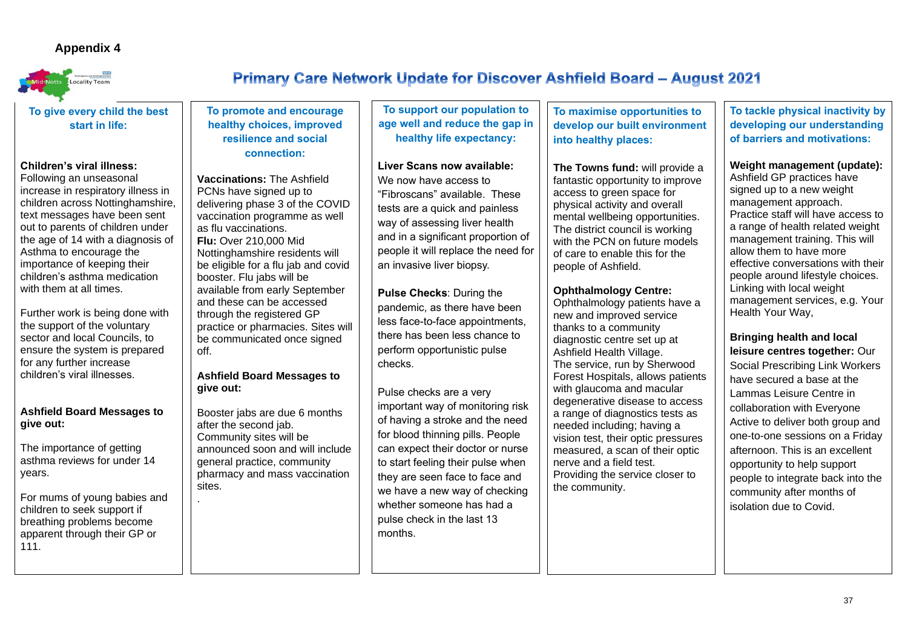**Appendix 4**

# Primary Care Network Update for Discover Ashfield Board – August 2021

## To give every child the best start in life:

**Children's viral illness:** Following an unseasonal increase in respiratory illness in children across Nottinghamshire, text messages have been sent out to parents of children under the age of 14 with a diagnosis of Asthma to encourage the importance of keeping their children's asthma medication with them at all times.

Further work is being done with the support of the voluntary sector and local Councils, to ensure the system is prepared for any further increase children's viral illnesses.

**Ashfield Board Messages to give out:**

The importance of getting asthma reviews for under 14 years.

For mums of young babies and children to seek support if breathing problems become apparent through their GP or 111.

## To promote and encourage healthy choices, improved resilience and social connection:

**Vaccinations:** The Ashfield PCNs have signed up to delivering phase 3 of the COVID vaccination programme as well as flu vaccinations.

**Flu:** Over 210,000 Mid Nottinghamshire residents will be eligible for a flu jab and covid booster. Flu jabs will be available from early September and these can be accessed through the registered GP practice or pharmacies. Sites will be communicated once signed off.

**Ashfield Board Messages to give out:**

Booster jabs are due 6 months after the second jab.
Community sites will be announced soon and will include general practice, community pharmacy and mass vaccination sites.

.

## To support our population to age well and reduce the gap in healthy life expectancy:

**Liver Scans now available:** We now have access to "Fibroscans" available. These tests are a quick and painless way of assessing liver health and in a significant proportion of people it will replace the need for an invasive liver biopsy.

**Pulse Checks**: During the pandemic, as there have been less face-to-face appointments, there has been less chance to perform opportunistic pulse checks.

Pulse checks are a very important way of monitoring risk of having a stroke and the need for blood thinning pills. People can expect their doctor or nurse to start feeling their pulse when they are seen face to face and we have a new way of checking whether someone has had a pulse check in the last 13 months.

## To maximise opportunities to develop our built environment into healthy places:

**The Towns fund:** will provide a fantastic opportunity to improve access to green space for physical activity and overall mental wellbeing opportunities. The district council is working with the PCN on future models of care to enable this for the people of Ashfield.

**Ophthalmology Centre:** Ophthalmology patients have a new and improved service thanks to a community diagnostic centre set up at Ashfield Health Village. The service, run by Sherwood Forest Hospitals, allows patients with glaucoma and macular degenerative disease to access a range of diagnostics tests as needed including; having a vision test, their optic pressures measured, a scan of their optic nerve and a field test.
Providing the service closer to the community.

## To tackle physical inactivity by developing our understanding of barriers and motivations:

**Weight management (update):** Ashfield GP practices have signed up to a new weight management approach. Practice staff will have access to a range of health related weight management training. This will allow them to have more effective conversations with their people around lifestyle choices. Linking with local weight management services, e.g. Your Health Your Way,

**Bringing health and local leisure centres together:** Our Social Prescribing Link Workers have secured a base at the Lammas Leisure Centre in collaboration with Everyone Active to deliver both group and one-to-one sessions on a Friday afternoon. This is an excellent opportunity to help support people to integrate back into the community after months of isolation due to Covid.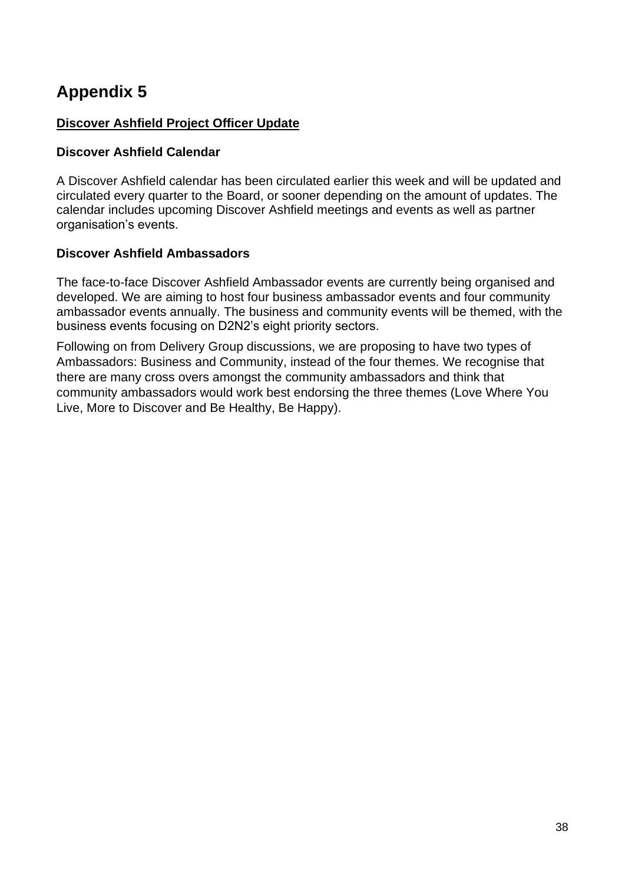# Appendix 5

**Discover Ashfield Project Officer Update**

### Discover Ashfield Calendar

A Discover Ashfield calendar has been circulated earlier this week and will be updated and circulated every quarter to the Board, or sooner depending on the amount of updates. The calendar includes upcoming Discover Ashfield meetings and events as well as partner organisation's events.

### Discover Ashfield Ambassadors

The face-to-face Discover Ashfield Ambassador events are currently being organised and developed. We are aiming to host four business ambassador events and four community ambassador events annually. The business and community events will be themed, with the business events focusing on D2N2's eight priority sectors.

Following on from Delivery Group discussions, we are proposing to have two types of Ambassadors: Business and Community, instead of the four themes. We recognise that there are many cross overs amongst the community ambassadors and think that community ambassadors would work best endorsing the three themes (Love Where You Live, More to Discover and Be Healthy, Be Happy).